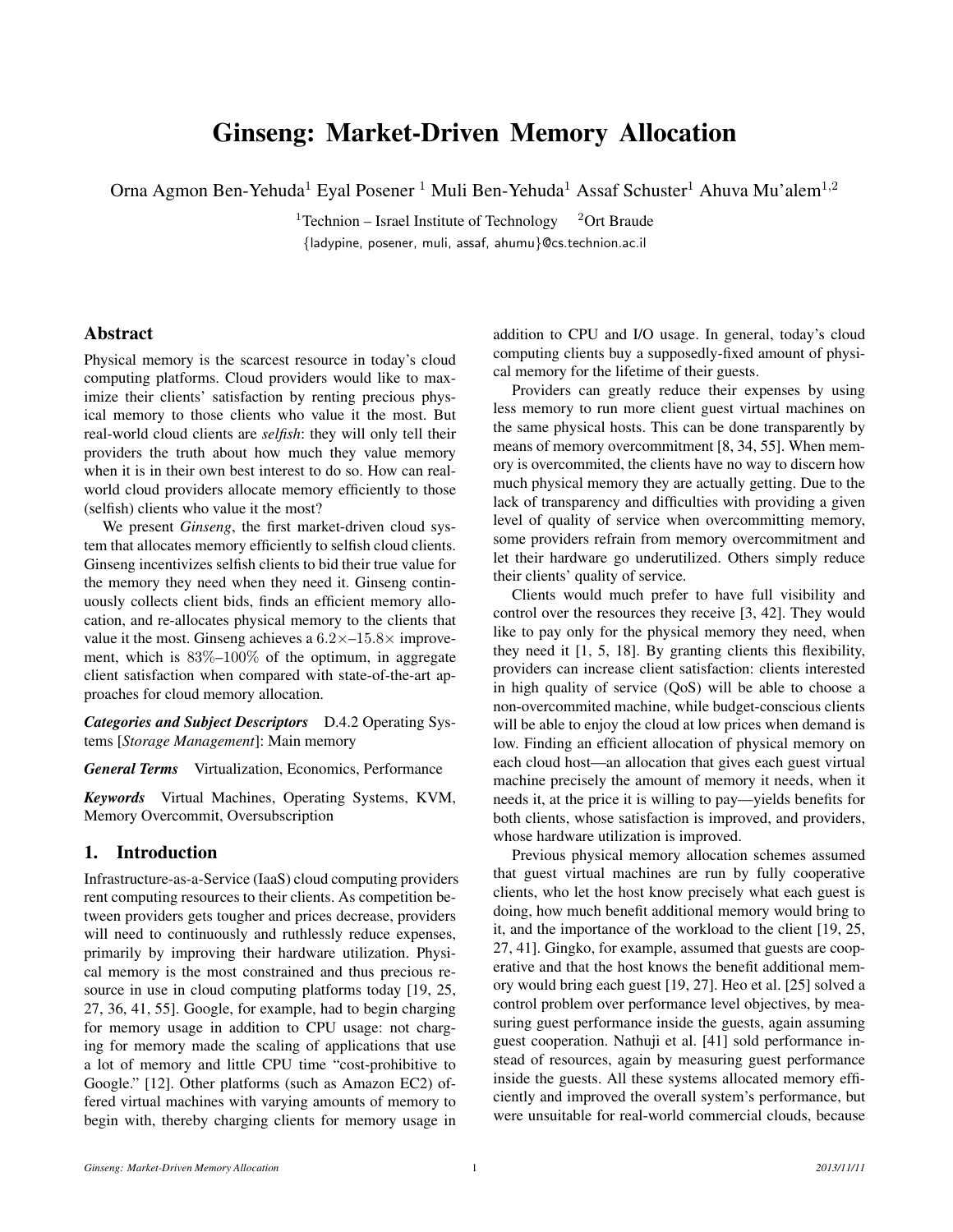# Ginseng: Market-Driven Memory Allocation

Orna Agmon Ben-Yehuda[1] Eyal Posener [1] Muli Ben-Yehuda[1] Assaf Schuster[1] Ahuva Mu'alem[1,2]

[1]Technion – Israel Institute of Technology [2]Ort Braude

{ladypine, posener, muli, assaf, ahumu}@cs.technion.ac.il

## Abstract

Physical memory is the scarcest resource in today's cloud computing platforms. Cloud providers would like to maximize their clients' satisfaction by renting precious physical memory to those clients who value it the most. But real-world cloud clients are *selfish*: they will only tell their providers the truth about how much they value memory when it is in their own best interest to do so. How can real-world cloud providers allocate memory efficiently to those (selfish) clients who value it the most?

We present *Ginseng*, the first market-driven cloud system that allocates memory efficiently to selfish cloud clients. Ginseng incentivizes selfish clients to bid their true value for the memory they need when they need it. Ginseng continuously collects client bids, finds an efficient memory allocation, and re-allocates physical memory to the clients that value it the most. Ginseng achieves a $6.2\times$–$15.8\times$ improvement, which is $83\%$–$100\%$ of the optimum, in aggregate client satisfaction when compared with state-of-the-art approaches for cloud memory allocation.

***Categories and Subject Descriptors*** D.4.2 Operating Systems [*Storage Management*]: Main memory

***General Terms*** Virtualization, Economics, Performance

***Keywords*** Virtual Machines, Operating Systems, KVM, Memory Overcommit, Oversubscription

## 1. Introduction

Infrastructure-as-a-Service (IaaS) cloud computing providers rent computing resources to their clients. As competition between providers gets tougher and prices decrease, providers will need to continuously and ruthlessly reduce expenses, primarily by improving their hardware utilization. Physical memory is the most constrained and thus precious resource in use in cloud computing platforms today [19, 25, 27, 36, 41, 55]. Google, for example, had to begin charging for memory usage in addition to CPU usage: not charging for memory made the scaling of applications that use a lot of memory and little CPU time "cost-prohibitive to Google." [12]. Other platforms (such as Amazon EC2) offered virtual machines with varying amounts of memory to begin with, thereby charging clients for memory usage in addition to CPU and I/O usage. In general, today's cloud computing clients buy a supposedly-fixed amount of physical memory for the lifetime of their guests.

Providers can greatly reduce their expenses by using less memory to run more client guest virtual machines on the same physical hosts. This can be done transparently by means of memory overcommitment [8, 34, 55]. When memory is overcommited, the clients have no way to discern how much physical memory they are actually getting. Due to the lack of transparency and difficulties with providing a given level of quality of service when overcommitting memory, some providers refrain from memory overcommitment and let their hardware go underutilized. Others simply reduce their clients' quality of service.

Clients would much prefer to have full visibility and control over the resources they receive [3, 42]. They would like to pay only for the physical memory they need, when they need it [1, 5, 18]. By granting clients this flexibility, providers can increase client satisfaction: clients interested in high quality of service (QoS) will be able to choose a non-overcommited machine, while budget-conscious clients will be able to enjoy the cloud at low prices when demand is low. Finding an efficient allocation of physical memory on each cloud host—an allocation that gives each guest virtual machine precisely the amount of memory it needs, when it needs it, at the price it is willing to pay—yields benefits for both clients, whose satisfaction is improved, and providers, whose hardware utilization is improved.

Previous physical memory allocation schemes assumed that guest virtual machines are run by fully cooperative clients, who let the host know precisely what each guest is doing, how much benefit additional memory would bring to it, and the importance of the workload to the client [19, 25, 27, 41]. Gingko, for example, assumed that guests are cooperative and that the host knows the benefit additional memory would bring each guest [19, 27]. Heo et al. [25] solved a control problem over performance level objectives, by measuring guest performance inside the guests, again assuming guest cooperation. Nathuji et al. [41] sold performance instead of resources, again by measuring guest performance inside the guests. All these systems allocated memory efficiently and improved the overall system's performance, but were unsuitable for real-world commercial clouds, because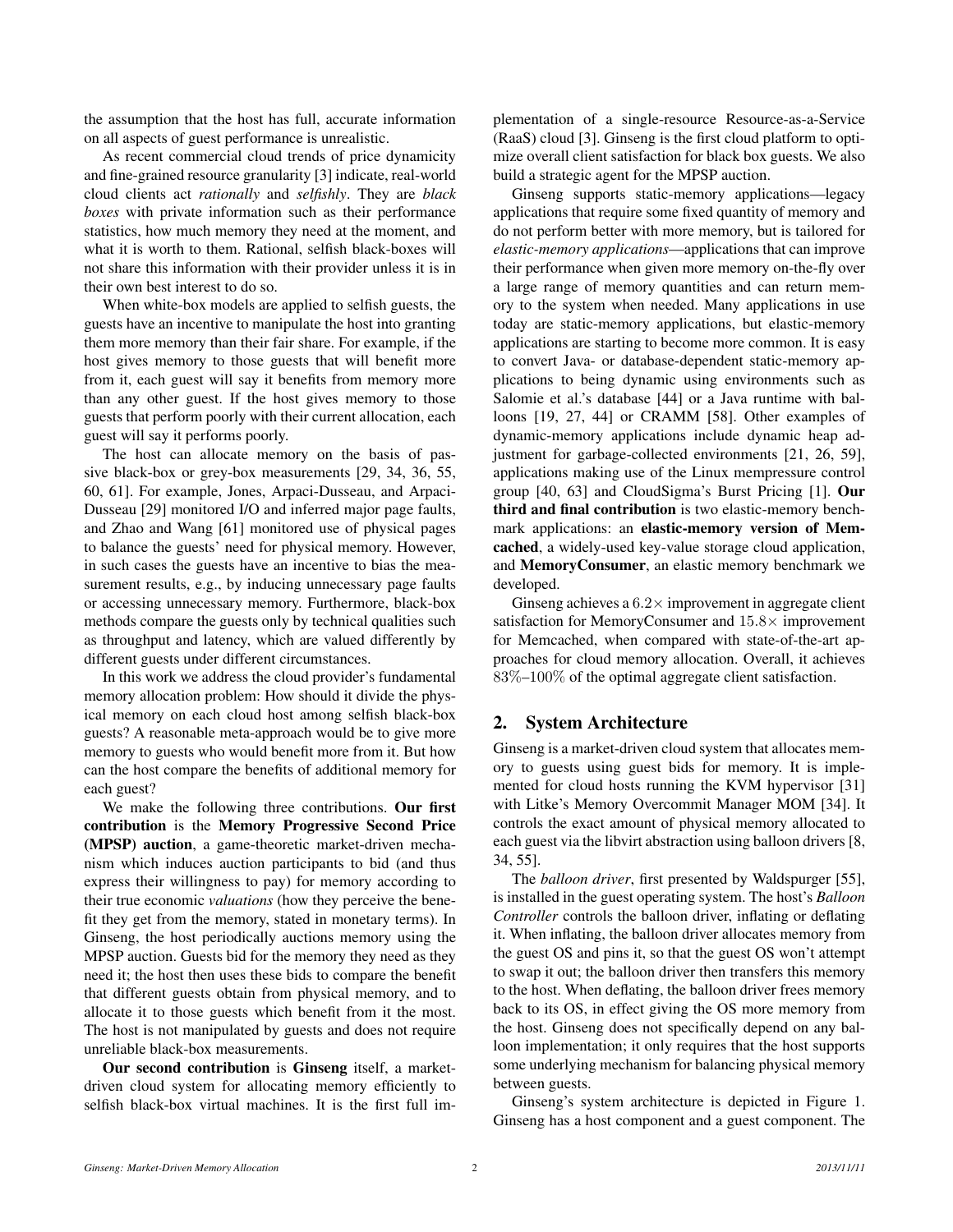the assumption that the host has full, accurate information on all aspects of guest performance is unrealistic.

As recent commercial cloud trends of price dynamicity and fine-grained resource granularity [3] indicate, real-world cloud clients act *rationally* and *selfishly*. They are *black boxes* with private information such as their performance statistics, how much memory they need at the moment, and what it is worth to them. Rational, selfish black-boxes will not share this information with their provider unless it is in their own best interest to do so.

When white-box models are applied to selfish guests, the guests have an incentive to manipulate the host into granting them more memory than their fair share. For example, if the host gives memory to those guests that will benefit more from it, each guest will say it benefits from memory more than any other guest. If the host gives memory to those guests that perform poorly with their current allocation, each guest will say it performs poorly.

The host can allocate memory on the basis of passive black-box or grey-box measurements [29, 34, 36, 55, 60, 61]. For example, Jones, Arpaci-Dusseau, and Arpaci-Dusseau [29] monitored I/O and inferred major page faults, and Zhao and Wang [61] monitored use of physical pages to balance the guests' need for physical memory. However, in such cases the guests have an incentive to bias the measurement results, e.g., by inducing unnecessary page faults or accessing unnecessary memory. Furthermore, black-box methods compare the guests only by technical qualities such as throughput and latency, which are valued differently by different guests under different circumstances.

In this work we address the cloud provider's fundamental memory allocation problem: How should it divide the physical memory on each cloud host among selfish black-box guests? A reasonable meta-approach would be to give more memory to guests who would benefit more from it. But how can the host compare the benefits of additional memory for each guest?

We make the following three contributions. **Our first contribution** is the **Memory Progressive Second Price (MPSP) auction**, a game-theoretic market-driven mechanism which induces auction participants to bid (and thus express their willingness to pay) for memory according to their true economic *valuations* (how they perceive the benefit they get from the memory, stated in monetary terms). In Ginseng, the host periodically auctions memory using the MPSP auction. Guests bid for the memory they need as they need it; the host then uses these bids to compare the benefit that different guests obtain from physical memory, and to allocate it to those guests which benefit from it the most. The host is not manipulated by guests and does not require unreliable black-box measurements.

**Our second contribution** is **Ginseng** itself, a market-driven cloud system for allocating memory efficiently to selfish black-box virtual machines. It is the first full implementation of a single-resource Resource-as-a-Service (RaaS) cloud [3]. Ginseng is the first cloud platform to optimize overall client satisfaction for black box guests. We also build a strategic agent for the MPSP auction.

Ginseng supports static-memory applications—legacy applications that require some fixed quantity of memory and do not perform better with more memory, but is tailored for *elastic-memory applications*—applications that can improve their performance when given more memory on-the-fly over a large range of memory quantities and can return memory to the system when needed. Many applications in use today are static-memory applications, but elastic-memory applications are starting to become more common. It is easy to convert Java- or database-dependent static-memory applications to being dynamic using environments such as Salomie et al.'s database [44] or a Java runtime with balloons [19, 27, 44] or CRAMM [58]. Other examples of dynamic-memory applications include dynamic heap adjustment for garbage-collected environments [21, 26, 59], applications making use of the Linux mempressure control group [40, 63] and CloudSigma's Burst Pricing [1]. **Our third and final contribution** is two elastic-memory benchmark applications: an **elastic-memory version of Memcached**, a widely-used key-value storage cloud application, and **MemoryConsumer**, an elastic memory benchmark we developed.

Ginseng achieves a $6.2\times$ improvement in aggregate client satisfaction for MemoryConsumer and $15.8\times$ improvement for Memcached, when compared with state-of-the-art approaches for cloud memory allocation. Overall, it achieves $83\%$–$100\%$ of the optimal aggregate client satisfaction.

## 2. System Architecture

Ginseng is a market-driven cloud system that allocates memory to guests using guest bids for memory. It is implemented for cloud hosts running the KVM hypervisor [31] with Litke's Memory Overcommit Manager MOM [34]. It controls the exact amount of physical memory allocated to each guest via the libvirt abstraction using balloon drivers [8, 34, 55].

The *balloon driver*, first presented by Waldspurger [55], is installed in the guest operating system. The host's *Balloon Controller* controls the balloon driver, inflating or deflating it. When inflating, the balloon driver allocates memory from the guest OS and pins it, so that the guest OS won't attempt to swap it out; the balloon driver then transfers this memory to the host. When deflating, the balloon driver frees memory back to its OS, in effect giving the OS more memory from the host. Ginseng does not specifically depend on any balloon implementation; it only requires that the host supports some underlying mechanism for balancing physical memory between guests.

Ginseng's system architecture is depicted in Figure 1. Ginseng has a host component and a guest component. The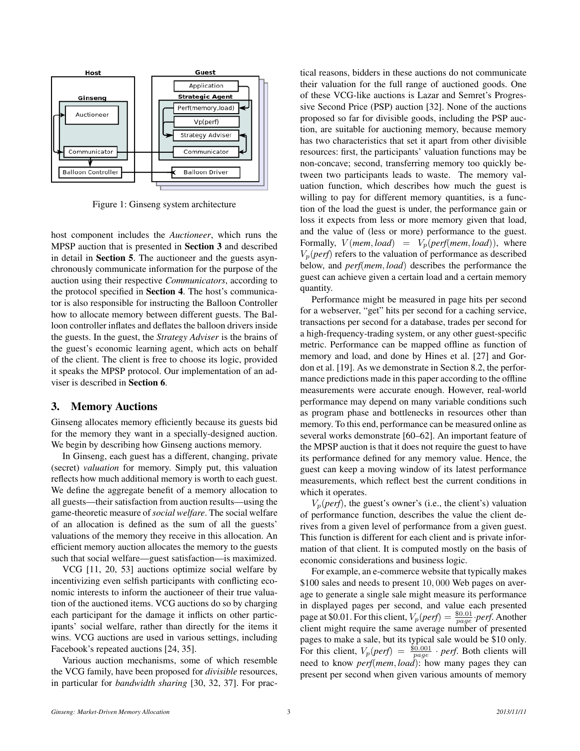Figure 1: Ginseng system architecture

host component includes the *Auctioneer*, which runs the MPSP auction that is presented in **Section 3** and described in detail in **Section 5**. The auctioneer and the guests asynchronously communicate information for the purpose of the auction using their respective *Communicators*, according to the protocol specified in **Section 4**. The host's communicator is also responsible for instructing the Balloon Controller how to allocate memory between different guests. The Balloon controller inflates and deflates the balloon drivers inside the guests. In the guest, the *Strategy Adviser* is the brains of the guest's economic learning agent, which acts on behalf of the client. The client is free to choose its logic, provided it speaks the MPSP protocol. Our implementation of an adviser is described in **Section 6**.

## 3. Memory Auctions

Ginseng allocates memory efficiently because its guests bid for the memory they want in a specially-designed auction. We begin by describing how Ginseng auctions memory.

In Ginseng, each guest has a different, changing, private (secret) *valuation* for memory. Simply put, this valuation reflects how much additional memory is worth to each guest. We define the aggregate benefit of a memory allocation to all guests—their satisfaction from auction results—using the game-theoretic measure of *social welfare*. The social welfare of an allocation is defined as the sum of all the guests' valuations of the memory they receive in this allocation. An efficient memory auction allocates the memory to the guests such that social welfare—guest satisfaction—is maximized.

VCG [11, 20, 53] auctions optimize social welfare by incentivizing even selfish participants with conflicting economic interests to inform the auctioneer of their true valuation of the auctioned items. VCG auctions do so by charging each participant for the damage it inflicts on other participants' social welfare, rather than directly for the items it wins. VCG auctions are used in various settings, including Facebook's repeated auctions [24, 35].

Various auction mechanisms, some of which resemble the VCG family, have been proposed for *divisible* resources, in particular for *bandwidth sharing* [30, 32, 37]. For practical reasons, bidders in these auctions do not communicate their valuation for the full range of auctioned goods. One of these VCG-like auctions is Lazar and Semret's Progressive Second Price (PSP) auction [32]. None of the auctions proposed so far for divisible goods, including the PSP auction, are suitable for auctioning memory, because memory has two characteristics that set it apart from other divisible resources: first, the participants' valuation functions may be non-concave; second, transferring memory too quickly between two participants leads to waste. The memory valuation function, which describes how much the guest is willing to pay for different memory quantities, is a function of the load the guest is under, the performance gain or loss it expects from less or more memory given that load, and the value of (less or more) performance to the guest. Formally, $V(mem, load) = V_p(perf(mem, load))$, where $V_p(perf)$ refers to the valuation of performance as described below, and $perf(mem, load)$ describes the performance the guest can achieve given a certain load and a certain memory quantity.

Performance might be measured in page hits per second for a webserver, "get" hits per second for a caching service, transactions per second for a database, trades per second for a high-frequency-trading system, or any other guest-specific metric. Performance can be mapped offline as function of memory and load, and done by Hines et al. [27] and Gordon et al. [19]. As we demonstrate in Section 8.2, the performance predictions made in this paper according to the offline measurements were accurate enough. However, real-world performance may depend on many variable conditions such as program phase and bottlenecks in resources other than memory. To this end, performance can be measured online as several works demonstrate [60–62]. An important feature of the MPSP auction is that it does not require the guest to have its performance defined for any memory value. Hence, the guest can keep a moving window of its latest performance measurements, which reflect best the current conditions in which it operates.

$V_p(perf)$, the guest's owner's (i.e., the client's) valuation of performance function, describes the value the client derives from a given level of performance from a given guest. This function is different for each client and is private information of that client. It is computed mostly on the basis of economic considerations and business logic.

For example, an e-commerce website that typically makes \$100 sales and needs to present $10,000$ Web pages on average to generate a single sale might measure its performance in displayed pages per second, and value each presented page at \$0.01. For this client, $V_p(perf) = \frac{\$0.01}{page} \cdot perf$. Another client might require the same average number of presented pages to make a sale, but its typical sale would be \$10 only. For this client, $V_p(perf) = \frac{\$0.001}{page} \cdot perf$. Both clients will need to know $perf(mem, load)$: how many pages they can present per second when given various amounts of memory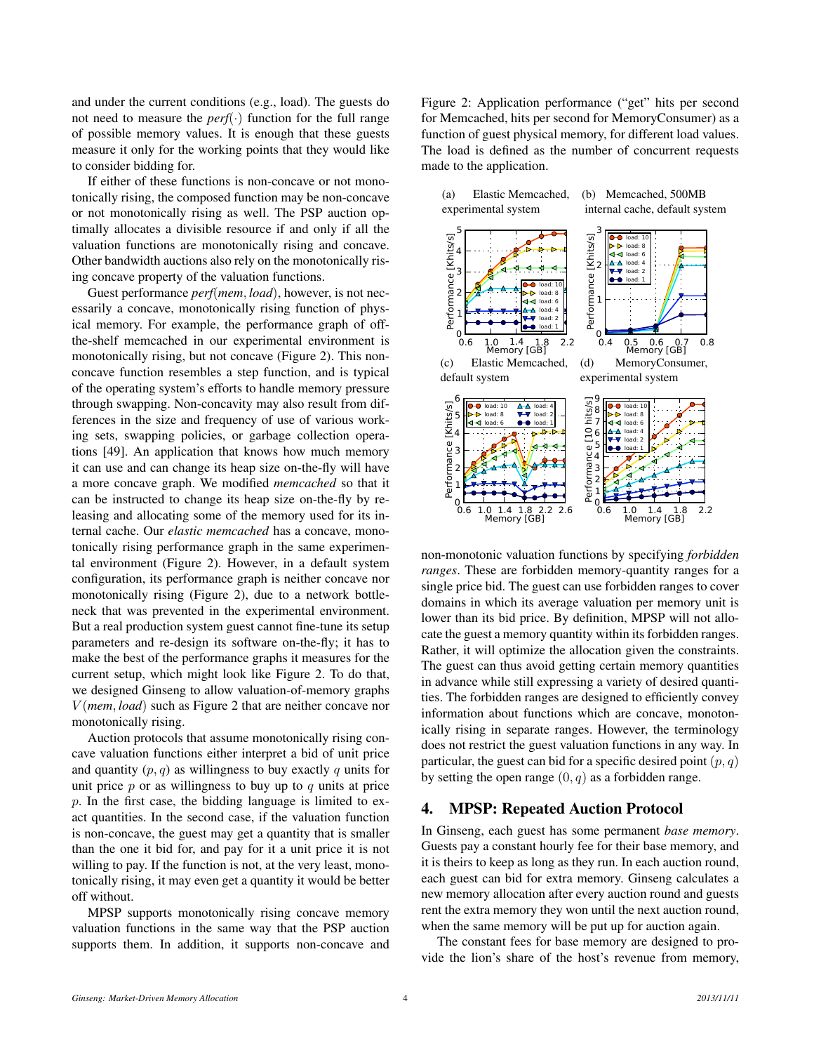and under the current conditions (e.g., load). The guests do not need to measure the $perf(\cdot)$ function for the full range of possible memory values. It is enough that these guests measure it only for the working points that they would like to consider bidding for.

If either of these functions is non-concave or not monotonically rising, the composed function may be non-concave or not monotonically rising as well. The PSP auction optimally allocates a divisible resource if and only if all the valuation functions are monotonically rising and concave. Other bandwidth auctions also rely on the monotonically rising concave property of the valuation functions.

Guest performance $perf(mem, load)$, however, is not necessarily a concave, monotonically rising function of physical memory. For example, the performance graph of off-the-shelf memcached in our experimental environment is monotonically rising, but not concave (Figure 2). This non-concave function resembles a step function, and is typical of the operating system's efforts to handle memory pressure through swapping. Non-concavity may also result from differences in the size and frequency of use of various working sets, swapping policies, or garbage collection operations [49]. An application that knows how much memory it can use and can change its heap size on-the-fly will have a more concave graph. We modified *memcached* so that it can be instructed to change its heap size on-the-fly by releasing and allocating some of the memory used for its internal cache. Our *elastic memcached* has a concave, monotonically rising performance graph in the same experimental environment (Figure 2). However, in a default system configuration, its performance graph is neither concave nor monotonically rising (Figure 2), due to a network bottleneck that was prevented in the experimental environment. But a real production system guest cannot fine-tune its setup parameters and re-design its software on-the-fly; it has to make the best of the performance graphs it measures for the current setup, which might look like Figure 2. To do that, we designed Ginseng to allow valuation-of-memory graphs $V(mem, load)$ such as Figure 2 that are neither concave nor monotonically rising.

Auction protocols that assume monotonically rising concave valuation functions either interpret a bid of unit price and quantity $(p, q)$ as willingness to buy exactly $q$ units for unit price $p$ or as willingness to buy up to $q$ units at price $p$. In the first case, the bidding language is limited to exact quantities. In the second case, if the valuation function is non-concave, the guest may get a quantity that is smaller than the one it bid for, and pay for it a unit price it is not willing to pay. If the function is not, at the very least, monotonically rising, it may even get a quantity it would be better off without.

MPSP supports monotonically rising concave memory valuation functions in the same way that the PSP auction supports them. In addition, it supports non-concave and non-monotonic valuation functions by specifying *forbidden ranges*. These are forbidden memory-quantity ranges for a single price bid. The guest can use forbidden ranges to cover domains in which its average valuation per memory unit is lower than its bid price. By definition, MPSP will not allocate the guest a memory quantity within its forbidden ranges. Rather, it will optimize the allocation given the constraints. The guest can thus avoid getting certain memory quantities in advance while still expressing a variety of desired quantities. The forbidden ranges are designed to efficiently convey information about functions which are concave, monotonically rising in separate ranges. However, the terminology does not restrict the guest valuation functions in any way. In particular, the guest can bid for a specific desired point $(p, q)$ by setting the open range $(0, q)$ as a forbidden range.

Figure 2: Application performance ("get" hits per second for Memcached, hits per second for MemoryConsumer) as a function of guest physical memory, for different load values. The load is defined as the number of concurrent requests made to the application.

(a) Elastic Memcached, experimental system (b) Memcached, 500MB internal cache, default system (c) Elastic Memcached, default system (d) MemoryConsumer, experimental system

## 4. MPSP: Repeated Auction Protocol

In Ginseng, each guest has some permanent *base memory*. Guests pay a constant hourly fee for their base memory, and it is theirs to keep as long as they run. In each auction round, each guest can bid for extra memory. Ginseng calculates a new memory allocation after every auction round and guests rent the extra memory they won until the next auction round, when the same memory will be put up for auction again.

The constant fees for base memory are designed to provide the lion's share of the host's revenue from memory,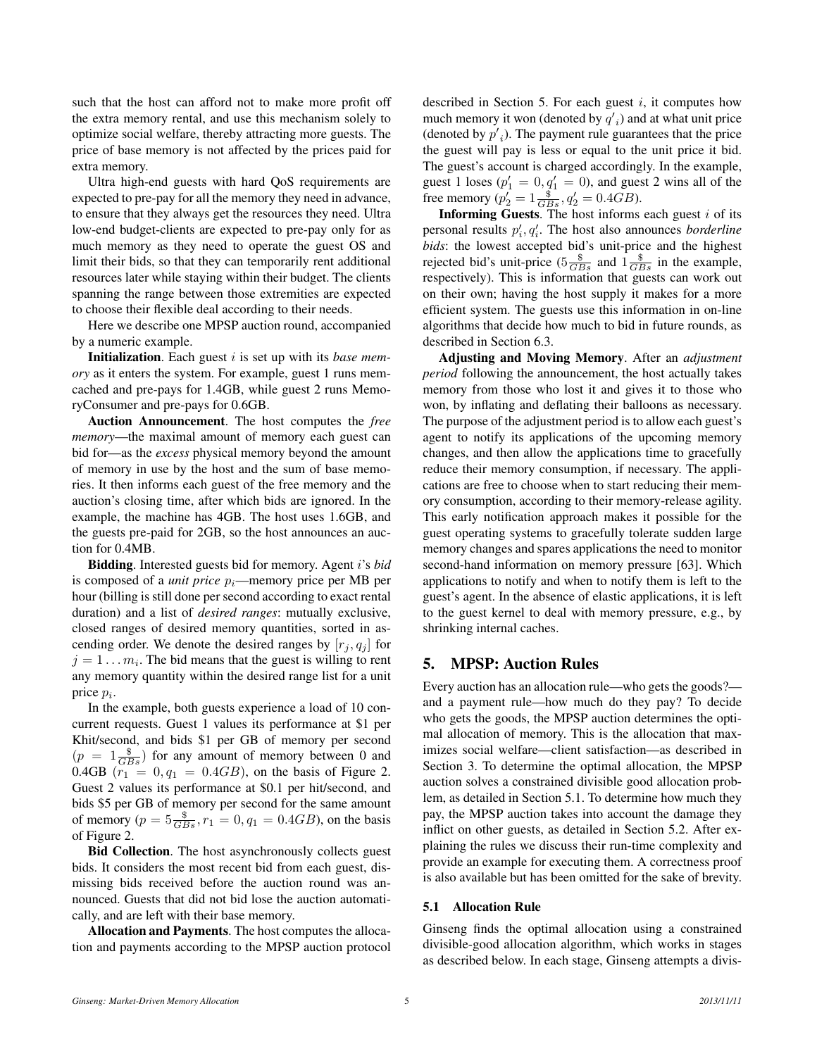such that the host can afford not to make more profit off the extra memory rental, and use this mechanism solely to optimize social welfare, thereby attracting more guests. The price of base memory is not affected by the prices paid for extra memory.

Ultra high-end guests with hard QoS requirements are expected to pre-pay for all the memory they need in advance, to ensure that they always get the resources they need. Ultra low-end budget-clients are expected to pre-pay only for as much memory as they need to operate the guest OS and limit their bids, so that they can temporarily rent additional resources later while staying within their budget. The clients spanning the range between those extremities are expected to choose their flexible deal according to their needs.

Here we describe one MPSP auction round, accompanied by a numeric example.

**Initialization**. Each guest $i$ is set up with its *base memory* as it enters the system. For example, guest 1 runs memcached and pre-pays for 1.4GB, while guest 2 runs MemoryConsumer and pre-pays for 0.6GB.

**Auction Announcement**. The host computes the *free memory*—the maximal amount of memory each guest can bid for—as the *excess* physical memory beyond the amount of memory in use by the host and the sum of base memories. It then informs each guest of the free memory and the auction's closing time, after which bids are ignored. In the example, the machine has 4GB. The host uses 1.6GB, and the guests pre-paid for 2GB, so the host announces an auction for 0.4MB.

**Bidding**. Interested guests bid for memory. Agent $i$'s *bid* is composed of a *unit price* $p_i$—memory price per MB per hour (billing is still done per second according to exact rental duration) and a list of *desired ranges*: mutually exclusive, closed ranges of desired memory quantities, sorted in ascending order. We denote the desired ranges by $[r_j, q_j]$ for $j = 1 \ldots m_i$. The bid means that the guest is willing to rent any memory quantity within the desired range list for a unit price $p_i$.

In the example, both guests experience a load of 10 concurrent requests. Guest 1 values its performance at \$1 per Khit/second, and bids \$1 per GB of memory per second ($p = 1 \frac{\$}{GBs}$) for any amount of memory between 0 and 0.4GB ($r_1 = 0, q_1 = 0.4GB$), on the basis of Figure 2. Guest 2 values its performance at \$0.1 per hit/second, and bids \$5 per GB of memory per second for the same amount of memory ($p = 5 \frac{\$}{GBs}, r_1 = 0, q_1 = 0.4GB$), on the basis of Figure 2.

**Bid Collection**. The host asynchronously collects guest bids. It considers the most recent bid from each guest, dismissing bids received before the auction round was announced. Guests that did not bid lose the auction automatically, and are left with their base memory.

**Allocation and Payments**. The host computes the allocation and payments according to the MPSP auction protocol described in Section 5. For each guest $i$, it computes how much memory it won (denoted by ${q'}_i$) and at what unit price (denoted by ${p'}_i$). The payment rule guarantees that the price the guest will pay is less or equal to the unit price it bid. The guest's account is charged accordingly. In the example, guest 1 loses ($p'_1 = 0, q'_1 = 0$), and guest 2 wins all of the free memory ($p'_2 = 1 \frac{\$}{GBs}, q'_2 = 0.4GB$).

**Informing Guests**. The host informs each guest $i$ of its personal results $p'_i, q'_i$. The host also announces *borderline bids*: the lowest accepted bid's unit-price and the highest rejected bid's unit-price ($5 \frac{\$}{GBs}$ and $1 \frac{\$}{GBs}$ in the example, respectively). This is information that guests can work out on their own; having the host supply it makes for a more efficient system. The guests use this information in on-line algorithms that decide how much to bid in future rounds, as described in Section 6.3.

**Adjusting and Moving Memory**. After an *adjustment period* following the announcement, the host actually takes memory from those who lost it and gives it to those who won, by inflating and deflating their balloons as necessary. The purpose of the adjustment period is to allow each guest's agent to notify its applications of the upcoming memory changes, and then allow the applications time to gracefully reduce their memory consumption, if necessary. The applications are free to choose when to start reducing their memory consumption, according to their memory-release agility. This early notification approach makes it possible for the guest operating systems to gracefully tolerate sudden large memory changes and spares applications the need to monitor second-hand information on memory pressure [63]. Which applications to notify and when to notify them is left to the guest's agent. In the absence of elastic applications, it is left to the guest kernel to deal with memory pressure, e.g., by shrinking internal caches.

## 5. MPSP: Auction Rules

Every auction has an allocation rule—who gets the goods?—and a payment rule—how much do they pay? To decide who gets the goods, the MPSP auction determines the optimal allocation of memory. This is the allocation that maximizes social welfare—client satisfaction—as described in Section 3. To determine the optimal allocation, the MPSP auction solves a constrained divisible good allocation problem, as detailed in Section 5.1. To determine how much they pay, the MPSP auction takes into account the damage they inflict on other guests, as detailed in Section 5.2. After explaining the rules we discuss their run-time complexity and provide an example for executing them. A correctness proof is also available but has been omitted for the sake of brevity.

### 5.1 Allocation Rule

Ginseng finds the optimal allocation using a constrained divisible-good allocation algorithm, which works in stages as described below. In each stage, Ginseng attempts a divis-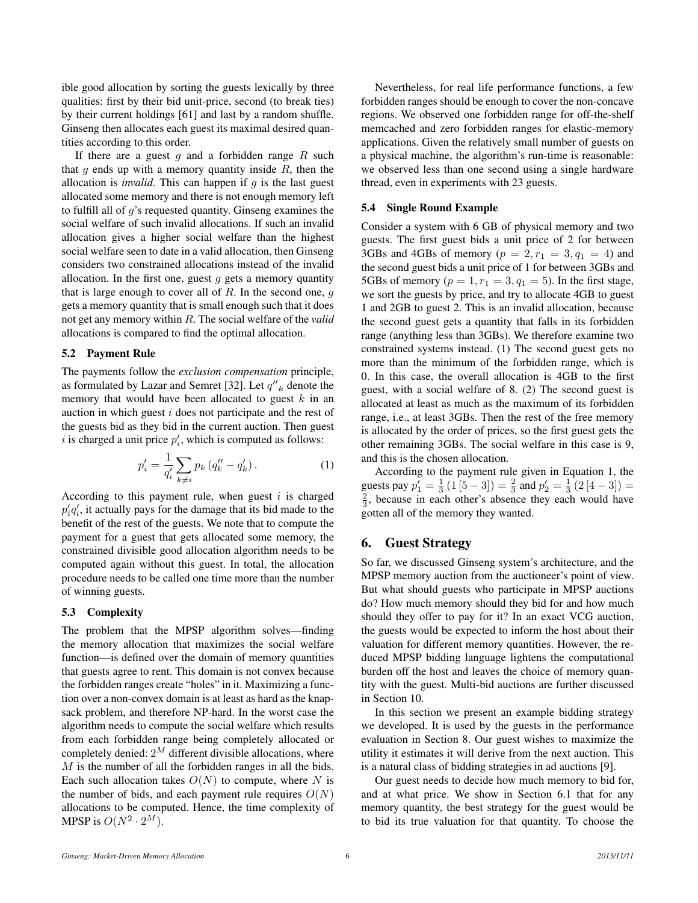ible good allocation by sorting the guests lexically by three qualities: first by their bid unit-price, second (to break ties) by their current holdings [61] and last by a random shuffle. Ginseng then allocates each guest its maximal desired quantities according to this order.

If there are a guest $g$ and a forbidden range $R$ such that $g$ ends up with a memory quantity inside $R$, then the allocation is *invalid*. This can happen if $g$ is the last guest allocated some memory and there is not enough memory left to fulfill all of $g$'s requested quantity. Ginseng examines the social welfare of such invalid allocations. If such an invalid allocation gives a higher social welfare than the highest social welfare seen to date in a valid allocation, then Ginseng considers two constrained allocations instead of the invalid allocation. In the first one, guest $g$ gets a memory quantity that is large enough to cover all of $R$. In the second one, $g$ gets a memory quantity that is small enough such that it does not get any memory within $R$. The social welfare of the *valid* allocations is compared to find the optimal allocation.

### 5.2 Payment Rule

The payments follow the *exclusion compensation* principle, as formulated by Lazar and Semret [32]. Let $q''_k$ denote the memory that would have been allocated to guest $k$ in an auction in which guest $i$ does not participate and the rest of the guests bid as they bid in the current auction. Then guest $i$ is charged a unit price $p'_i$, which is computed as follows:

$$p'_i = \frac{1}{q'_i} \sum_{k \neq i} p_k \left(q''_k - q'_k\right). \tag{1}$$

According to this payment rule, when guest $i$ is charged $p'_i q'_i$, it actually pays for the damage that its bid made to the benefit of the rest of the guests. We note that to compute the payment for a guest that gets allocated some memory, the constrained divisible good allocation algorithm needs to be computed again without this guest. In total, the allocation procedure needs to be called one time more than the number of winning guests.

### 5.3 Complexity

The problem that the MPSP algorithm solves—finding the memory allocation that maximizes the social welfare function—is defined over the domain of memory quantities that guests agree to rent. This domain is not convex because the forbidden ranges create "holes" in it. Maximizing a function over a non-convex domain is at least as hard as the knapsack problem, and therefore NP-hard. In the worst case the algorithm needs to compute the social welfare which results from each forbidden range being completely allocated or completely denied: $2^M$ different divisible allocations, where $M$ is the number of all the forbidden ranges in all the bids. Each such allocation takes $O(N)$ to compute, where $N$ is the number of bids, and each payment rule requires $O(N)$ allocations to be computed. Hence, the time complexity of MPSP is $O(N^2 \cdot 2^M)$.

Nevertheless, for real life performance functions, a few forbidden ranges should be enough to cover the non-concave regions. We observed one forbidden range for off-the-shelf memcached and zero forbidden ranges for elastic-memory applications. Given the relatively small number of guests on a physical machine, the algorithm's run-time is reasonable: we observed less than one second using a single hardware thread, even in experiments with 23 guests.

### 5.4 Single Round Example

Consider a system with 6 GB of physical memory and two guests. The first guest bids a unit price of 2 for between 3GBs and 4GBs of memory ($p = 2, r_1 = 3, q_1 = 4$) and the second guest bids a unit price of 1 for between 3GBs and 5GBs of memory ($p = 1, r_1 = 3, q_1 = 5$). In the first stage, we sort the guests by price, and try to allocate 4GB to guest 1 and 2GB to guest 2. This is an invalid allocation, because the second guest gets a quantity that falls in its forbidden range (anything less than 3GBs). We therefore examine two constrained systems instead. (1) The second guest gets no more than the minimum of the forbidden range, which is 0. In this case, the overall allocation is 4GB to the first guest, with a social welfare of 8. (2) The second guest is allocated at least as much as the maximum of its forbidden range, i.e., at least 3GBs. Then the rest of the free memory is allocated by the order of prices, so the first guest gets the other remaining 3GBs. The social welfare in this case is 9, and this is the chosen allocation.

According to the payment rule given in Equation 1, the guests pay $p'_1 = \frac{1}{3}\left(1\left[5-3\right]\right) = \frac{2}{3}$ and $p'_2 = \frac{1}{3}\left(2\left[4-3\right]\right) = \frac{2}{3}$, because in each other's absence they each would have gotten all of the memory they wanted.

## 6. Guest Strategy

So far, we discussed Ginseng system's architecture, and the MPSP memory auction from the auctioneer's point of view. But what should guests who participate in MPSP auctions do? How much memory should they bid for and how much should they offer to pay for it? In an exact VCG auction, the guests would be expected to inform the host about their valuation for different memory quantities. However, the reduced MPSP bidding language lightens the computational burden off the host and leaves the choice of memory quantity with the guest. Multi-bid auctions are further discussed in Section 10.

In this section we present an example bidding strategy we developed. It is used by the guests in the performance evaluation in Section 8. Our guest wishes to maximize the utility it estimates it will derive from the next auction. This is a natural class of bidding strategies in ad auctions [9].

Our guest needs to decide how much memory to bid for, and at what price. We show in Section 6.1 that for any memory quantity, the best strategy for the guest would be to bid its true valuation for that quantity. To choose the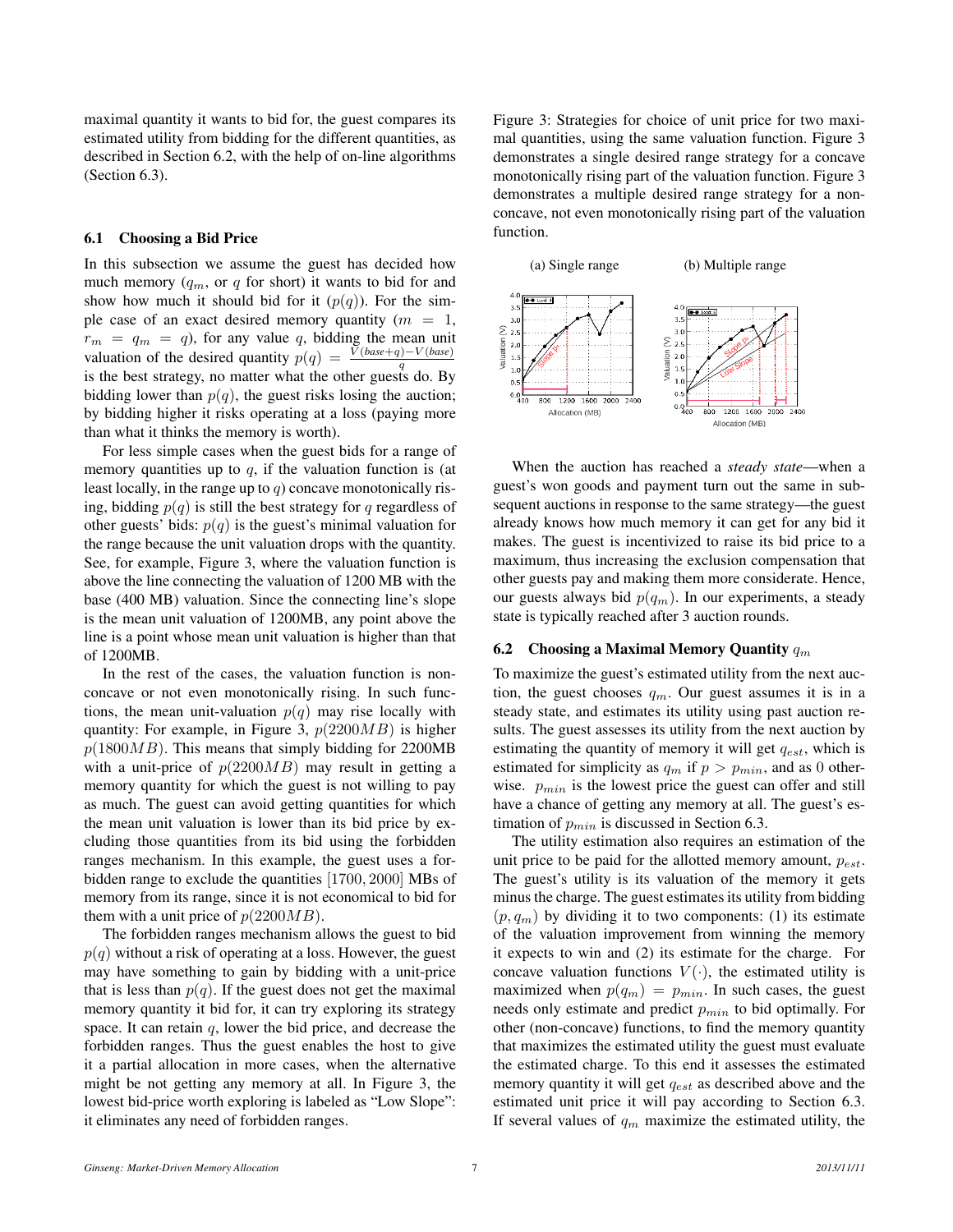maximal quantity it wants to bid for, the guest compares its estimated utility from bidding for the different quantities, as described in Section 6.2, with the help of on-line algorithms (Section 6.3).

### 6.1 Choosing a Bid Price

In this subsection we assume the guest has decided how much memory ($q_m$, or $q$ for short) it wants to bid for and show how much it should bid for it ($p(q)$). For the simple case of an exact desired memory quantity ($m = 1$, $r_m = q_m = q$), for any value $q$, bidding the mean unit valuation of the desired quantity $p(q) = \frac{V(base+q)-V(base)}{q}$ is the best strategy, no matter what the other guests do. By bidding lower than $p(q)$, the guest risks losing the auction; by bidding higher it risks operating at a loss (paying more than what it thinks the memory is worth).

For less simple cases when the guest bids for a range of memory quantities up to $q$, if the valuation function is (at least locally, in the range up to $q$) concave monotonically rising, bidding $p(q)$ is still the best strategy for $q$ regardless of other guests' bids: $p(q)$ is the guest's minimal valuation for the range because the unit valuation drops with the quantity. See, for example, Figure 3, where the valuation function is above the line connecting the valuation of 1200 MB with the base (400 MB) valuation. Since the connecting line's slope is the mean unit valuation of 1200MB, any point above the line is a point whose mean unit valuation is higher than that of 1200MB.

In the rest of the cases, the valuation function is non-concave or not even monotonically rising. In such functions, the mean unit-valuation $p(q)$ may rise locally with quantity: For example, in Figure 3, $p(2200MB)$ is higher $p(1800MB)$. This means that simply bidding for 2200MB with a unit-price of $p(2200MB)$ may result in getting a memory quantity for which the guest is not willing to pay as much. The guest can avoid getting quantities for which the mean unit valuation is lower than its bid price by excluding those quantities from its bid using the forbidden ranges mechanism. In this example, the guest uses a forbidden range to exclude the quantities $[1700, 2000]$ MBs of memory from its range, since it is not economical to bid for them with a unit price of $p(2200MB)$.

The forbidden ranges mechanism allows the guest to bid $p(q)$ without a risk of operating at a loss. However, the guest may have something to gain by bidding with a unit-price that is less than $p(q)$. If the guest does not get the maximal memory quantity it bid for, it can try exploring its strategy space. It can retain $q$, lower the bid price, and decrease the forbidden ranges. Thus the guest enables the host to give it a partial allocation in more cases, when the alternative might be not getting any memory at all. In Figure 3, the lowest bid-price worth exploring is labeled as "Low Slope": it eliminates any need of forbidden ranges.

Figure 3: Strategies for choice of unit price for two maximal quantities, using the same valuation function. Figure 3 demonstrates a single desired range strategy for a concave monotonically rising part of the valuation function. Figure 3 demonstrates a multiple desired range strategy for a non-concave, not even monotonically rising part of the valuation function.

(a) Single range (b) Multiple range

When the auction has reached a *steady state*—when a guest's won goods and payment turn out the same in subsequent auctions in response to the same strategy—the guest already knows how much memory it can get for any bid it makes. The guest is incentivized to raise its bid price to a maximum, thus increasing the exclusion compensation that other guests pay and making them more considerate. Hence, our guests always bid $p(q_m)$. In our experiments, a steady state is typically reached after 3 auction rounds.

### 6.2 Choosing a Maximal Memory Quantity $q_m$

To maximize the guest's estimated utility from the next auction, the guest chooses $q_m$. Our guest assumes it is in a steady state, and estimates its utility using past auction results. The guest assesses its utility from the next auction by estimating the quantity of memory it will get $q_{est}$, which is estimated for simplicity as $q_m$ if $p > p_{min}$, and as 0 otherwise. $p_{min}$ is the lowest price the guest can offer and still have a chance of getting any memory at all. The guest's estimation of $p_{min}$ is discussed in Section 6.3.

The utility estimation also requires an estimation of the unit price to be paid for the allotted memory amount, $p_{est}$. The guest's utility is its valuation of the memory it gets minus the charge. The guest estimates its utility from bidding $(p, q_m)$ by dividing it to two components: (1) its estimate of the valuation improvement from winning the memory it expects to win and (2) its estimate for the charge. For concave valuation functions $V(\cdot)$, the estimated utility is maximized when $p(q_m) = p_{min}$. In such cases, the guest needs only estimate and predict $p_{min}$ to bid optimally. For other (non-concave) functions, to find the memory quantity that maximizes the estimated utility the guest must evaluate the estimated charge. To this end it assesses the estimated memory quantity it will get $q_{est}$ as described above and the estimated unit price it will pay according to Section 6.3. If several values of $q_m$ maximize the estimated utility, the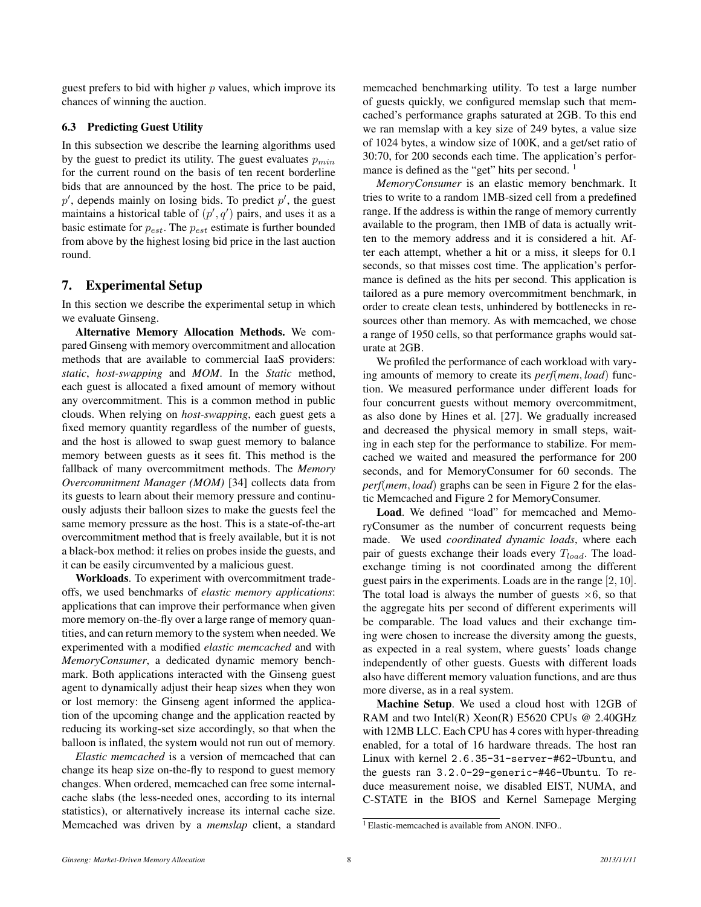guest prefers to bid with higher $p$ values, which improve its chances of winning the auction.

### 6.3 Predicting Guest Utility

In this subsection we describe the learning algorithms used by the guest to predict its utility. The guest evaluates $p_{min}$ for the current round on the basis of ten recent borderline bids that are announced by the host. The price to be paid, $p'$, depends mainly on losing bids. To predict $p'$, the guest maintains a historical table of $(p', q')$ pairs, and uses it as a basic estimate for $p_{est}$. The $p_{est}$ estimate is further bounded from above by the highest losing bid price in the last auction round.

## 7. Experimental Setup

In this section we describe the experimental setup in which we evaluate Ginseng.

**Alternative Memory Allocation Methods.** We compared Ginseng with memory overcommitment and allocation methods that are available to commercial IaaS providers: *static*, *host-swapping* and *MOM*. In the *Static* method, each guest is allocated a fixed amount of memory without any overcommitment. This is a common method in public clouds. When relying on *host-swapping*, each guest gets a fixed memory quantity regardless of the number of guests, and the host is allowed to swap guest memory to balance memory between guests as it sees fit. This method is the fallback of many overcommitment methods. The *Memory Overcommitment Manager (MOM)* [34] collects data from its guests to learn about their memory pressure and continuously adjusts their balloon sizes to make the guests feel the same memory pressure as the host. This is a state-of-the-art overcommitment method that is freely available, but it is not a black-box method: it relies on probes inside the guests, and it can be easily circumvented by a malicious guest.

**Workloads**. To experiment with overcommitment tradeoffs, we used benchmarks of *elastic memory applications*: applications that can improve their performance when given more memory on-the-fly over a large range of memory quantities, and can return memory to the system when needed. We experimented with a modified *elastic memcached* and with *MemoryConsumer*, a dedicated dynamic memory benchmark. Both applications interacted with the Ginseng guest agent to dynamically adjust their heap sizes when they won or lost memory: the Ginseng agent informed the application of the upcoming change and the application reacted by reducing its working-set size accordingly, so that when the balloon is inflated, the system would not run out of memory.

*Elastic memcached* is a version of memcached that can change its heap size on-the-fly to respond to guest memory changes. When ordered, memcached can free some internal-cache slabs (the less-needed ones, according to its internal statistics), or alternatively increase its internal cache size. Memcached was driven by a *memslap* client, a standard memcached benchmarking utility. To test a large number of guests quickly, we configured memslap such that memcached's performance graphs saturated at 2GB. To this end we ran memslap with a key size of 249 bytes, a value size of 1024 bytes, a window size of 100K, and a get/set ratio of 30:70, for 200 seconds each time. The application's performance is defined as the "get" hits per second. [1]

*MemoryConsumer* is an elastic memory benchmark. It tries to write to a random 1MB-sized cell from a predefined range. If the address is within the range of memory currently available to the program, then 1MB of data is actually written to the memory address and it is considered a hit. After each attempt, whether a hit or a miss, it sleeps for 0.1 seconds, so that misses cost time. The application's performance is defined as the hits per second. This application is tailored as a pure memory overcommitment benchmark, in order to create clean tests, unhindered by bottlenecks in resources other than memory. As with memcached, we chose a range of 1950 cells, so that performance graphs would saturate at 2GB.

We profiled the performance of each workload with varying amounts of memory to create its *perf*(*mem*, *load*) function. We measured performance under different loads for four concurrent guests without memory overcommitment, as also done by Hines et al. [27]. We gradually increased and decreased the physical memory in small steps, waiting in each step for the performance to stabilize. For memcached we waited and measured the performance for 200 seconds, and for MemoryConsumer for 60 seconds. The *perf*(*mem*, *load*) graphs can be seen in Figure 2 for the elastic Memcached and Figure 2 for MemoryConsumer.

**Load**. We defined "load" for memcached and MemoryConsumer as the number of concurrent requests being made. We used *coordinated dynamic loads*, where each pair of guests exchange their loads every $T_{load}$. The load-exchange timing is not coordinated among the different guest pairs in the experiments. Loads are in the range $[2, 10]$. The total load is always the number of guests $\times 6$, so that the aggregate hits per second of different experiments will be comparable. The load values and their exchange timing were chosen to increase the diversity among the guests, as expected in a real system, where guests' loads change independently of other guests. Guests with different loads also have different memory valuation functions, and are thus more diverse, as in a real system.

**Machine Setup**. We used a cloud host with 12GB of RAM and two Intel(R) Xeon(R) E5620 CPUs @ 2.40GHz with 12MB LLC. Each CPU has 4 cores with hyper-threading enabled, for a total of 16 hardware threads. The host ran Linux with kernel `2.6.35-31-server-#62-Ubuntu`, and the guests ran `3.2.0-29-generic-#46-Ubuntu`. To reduce measurement noise, we disabled EIST, NUMA, and C-STATE in the BIOS and Kernel Samepage Merging

[1] Elastic-memcached is available from ANON. INFO..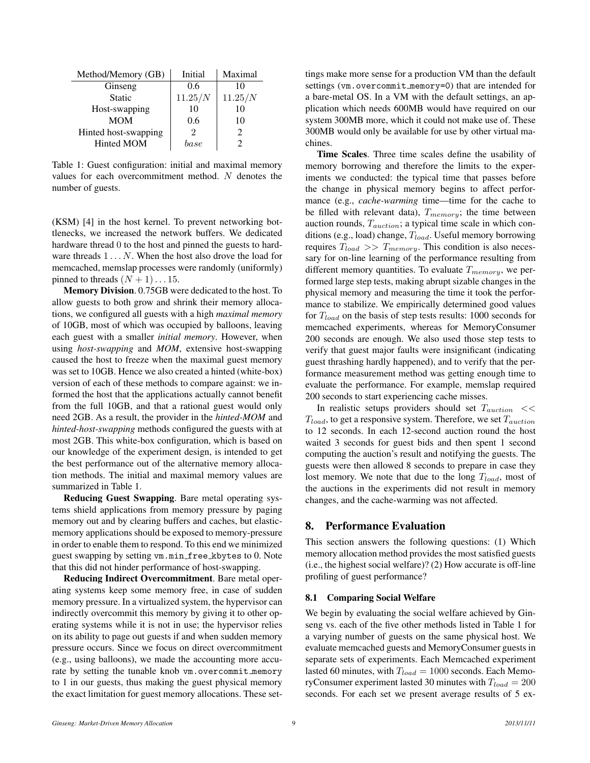| Method/Memory (GB) | Initial | Maximal |
|---|---|---|
| Ginseng | 0.6 | 10 |
| Static | $11.25/N$ | $11.25/N$ |
| Host-swapping | 10 | 10 |
| MOM | 0.6 | 10 |
| Hinted host-swapping | 2 | 2 |
| Hinted MOM | *base* | 2 |

Table 1: Guest configuration: initial and maximal memory values for each overcommitment method. $N$ denotes the number of guests.

(KSM) [4] in the host kernel. To prevent networking bottlenecks, we increased the network buffers. We dedicated hardware thread 0 to the host and pinned the guests to hardware threads $1 \ldots N$. When the host also drove the load for memcached, memslap processes were randomly (uniformly) pinned to threads $(N+1) \ldots 15$.

**Memory Division**. 0.75GB were dedicated to the host. To allow guests to both grow and shrink their memory allocations, we configured all guests with a high *maximal memory* of 10GB, most of which was occupied by balloons, leaving each guest with a smaller *initial memory*. However, when using *host-swapping* and *MOM*, extensive host-swapping caused the host to freeze when the maximal guest memory was set to 10GB. Hence we also created a hinted (white-box) version of each of these methods to compare against: we informed the host that the applications actually cannot benefit from the full 10GB, and that a rational guest would only need 2GB. As a result, the provider in the *hinted-MOM* and *hinted-host-swapping* methods configured the guests with at most 2GB. This white-box configuration, which is based on our knowledge of the experiment design, is intended to get the best performance out of the alternative memory allocation methods. The initial and maximal memory values are summarized in Table 1.

**Reducing Guest Swapping**. Bare metal operating systems shield applications from memory pressure by paging memory out and by clearing buffers and caches, but elastic-memory applications should be exposed to memory-pressure in order to enable them to respond. To this end we minimized guest swapping by setting `vm.min_free_kbytes` to 0. Note that this did not hinder performance of host-swapping.

**Reducing Indirect Overcommitment**. Bare metal operating systems keep some memory free, in case of sudden memory pressure. In a virtualized system, the hypervisor can indirectly overcommit this memory by giving it to other operating systems while it is not in use; the hypervisor relies on its ability to page out guests if and when sudden memory pressure occurs. Since we focus on direct overcommitment (e.g., using balloons), we made the accounting more accurate by setting the tunable knob `vm.overcommit_memory` to 1 in our guests, thus making the guest physical memory the exact limitation for guest memory allocations. These settings make more sense for a production VM than the default settings (`vm.overcommit_memory=0`) that are intended for a bare-metal OS. In a VM with the default settings, an application which needs 600MB would have required on our system 300MB more, which it could not make use of. These 300MB would only be available for use by other virtual machines.

**Time Scales**. Three time scales define the usability of memory borrowing and therefore the limits to the experiments we conducted: the typical time that passes before the change in physical memory begins to affect performance (e.g., *cache-warming* time—time for the cache to be filled with relevant data), $T_{memory}$; the time between auction rounds, $T_{auction}$; a typical time scale in which conditions (e.g., load) change, $T_{load}$. Useful memory borrowing requires $T_{load} >> T_{memory}$. This condition is also necessary for on-line learning of the performance resulting from different memory quantities. To evaluate $T_{memory}$, we performed large step tests, making abrupt sizable changes in the physical memory and measuring the time it took the performance to stabilize. We empirically determined good values for $T_{load}$ on the basis of step tests results: 1000 seconds for memcached experiments, whereas for MemoryConsumer 200 seconds are enough. We also used those step tests to verify that guest major faults were insignificant (indicating guest thrashing hardly happened), and to verify that the performance measurement method was getting enough time to evaluate the performance. For example, memslap required 200 seconds to start experiencing cache misses.

In realistic setups providers should set $T_{auction} << T_{load}$, to get a responsive system. Therefore, we set $T_{auction}$ to 12 seconds. In each 12-second auction round the host waited 3 seconds for guest bids and then spent 1 second computing the auction's result and notifying the guests. The guests were then allowed 8 seconds to prepare in case they lost memory. We note that due to the long $T_{load}$, most of the auctions in the experiments did not result in memory changes, and the cache-warming was not affected.

## 8. Performance Evaluation

This section answers the following questions: (1) Which memory allocation method provides the most satisfied guests (i.e., the highest social welfare)? (2) How accurate is off-line profiling of guest performance?

### 8.1 Comparing Social Welfare

We begin by evaluating the social welfare achieved by Ginseng vs. each of the five other methods listed in Table 1 for a varying number of guests on the same physical host. We evaluate memcached guests and MemoryConsumer guests in separate sets of experiments. Each Memcached experiment lasted 60 minutes, with $T_{load} = 1000$ seconds. Each MemoryConsumer experiment lasted 30 minutes with $T_{load} = 200$ seconds. For each set we present average results of 5 ex-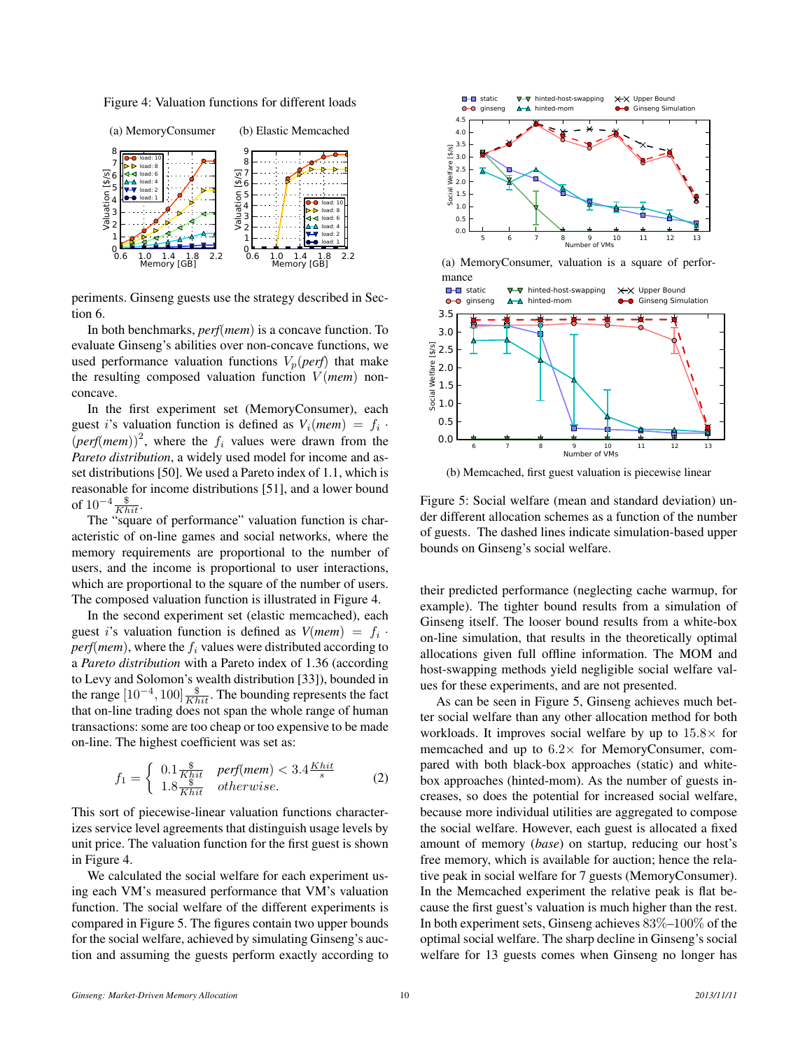Figure 4: Valuation functions for different loads

(a) MemoryConsumer (b) Elastic Memcached

periments. Ginseng guests use the strategy described in Section 6.

In both benchmarks, *perf*(*mem*) is a concave function. To evaluate Ginseng's abilities over non-concave functions, we used performance valuation functions $V_p(\textit{perf})$ that make the resulting composed valuation function $V(\textit{mem})$ non-concave.

In the first experiment set (MemoryConsumer), each guest $i$'s valuation function is defined as $V_i(\textit{mem}) = f_i \cdot (\textit{perf}(\textit{mem}))^2$, where the $f_i$ values were drawn from the *Pareto distribution*, a widely used model for income and asset distributions [50]. We used a Pareto index of 1.1, which is reasonable for income distributions [51], and a lower bound of $10^{-4}\frac{\$}{Khit}$.

The "square of performance" valuation function is characteristic of on-line games and social networks, where the memory requirements are proportional to the number of users, and the income is proportional to user interactions, which are proportional to the square of the number of users. The composed valuation function is illustrated in Figure 4.

In the second experiment set (elastic memcached), each guest $i$'s valuation function is defined as $V(\textit{mem}) = f_i \cdot \textit{perf}(\textit{mem})$, where the $f_i$ values were distributed according to a *Pareto distribution* with a Pareto index of 1.36 (according to Levy and Solomon's wealth distribution [33]), bounded in the range $[10^{-4}, 100]\frac{\$}{Khit}$. The bounding represents the fact that on-line trading does not span the whole range of human transactions: some are too cheap or too expensive to be made on-line. The highest coefficient was set as:

$$f_1 = \begin{cases} 0.1\frac{\$}{Khit} & \textit{perf}(\textit{mem}) < 3.4\frac{Khit}{s} \\ 1.8\frac{\$}{Khit} & \textit{otherwise.} \end{cases} \quad (2)$$

This sort of piecewise-linear valuation functions characterizes service level agreements that distinguish usage levels by unit price. The valuation function for the first guest is shown in Figure 4.

We calculated the social welfare for each experiment using each VM's measured performance that VM's valuation function. The social welfare of the different experiments is compared in Figure 5. The figures contain two upper bounds for the social welfare, achieved by simulating Ginseng's auction and assuming the guests perform exactly according to their predicted performance (neglecting cache warmup, for example). The tighter bound results from a simulation of Ginseng itself. The looser bound results from a white-box on-line simulation, that results in the theoretically optimal allocations given full offline information. The MOM and host-swapping methods yield negligible social welfare values for these experiments, and are not presented.

(a) MemoryConsumer, valuation is a square of performance

(b) Memcached, first guest valuation is piecewise linear

Figure 5: Social welfare (mean and standard deviation) under different allocation schemes as a function of the number of guests. The dashed lines indicate simulation-based upper bounds on Ginseng's social welfare.

As can be seen in Figure 5, Ginseng achieves much better social welfare than any other allocation method for both workloads. It improves social welfare by up to $15.8\times$ for memcached and up to $6.2\times$ for MemoryConsumer, compared with both black-box approaches (static) and white-box approaches (hinted-mom). As the number of guests increases, so does the potential for increased social welfare, because more individual utilities are aggregated to compose the social welfare. However, each guest is allocated a fixed amount of memory (*base*) on startup, reducing our host's free memory, which is available for auction; hence the relative peak in social welfare for 7 guests (MemoryConsumer). In the Memcached experiment the relative peak is flat because the first guest's valuation is much higher than the rest. In both experiment sets, Ginseng achieves $83\%$–$100\%$ of the optimal social welfare. The sharp decline in Ginseng's social welfare for 13 guests comes when Ginseng no longer has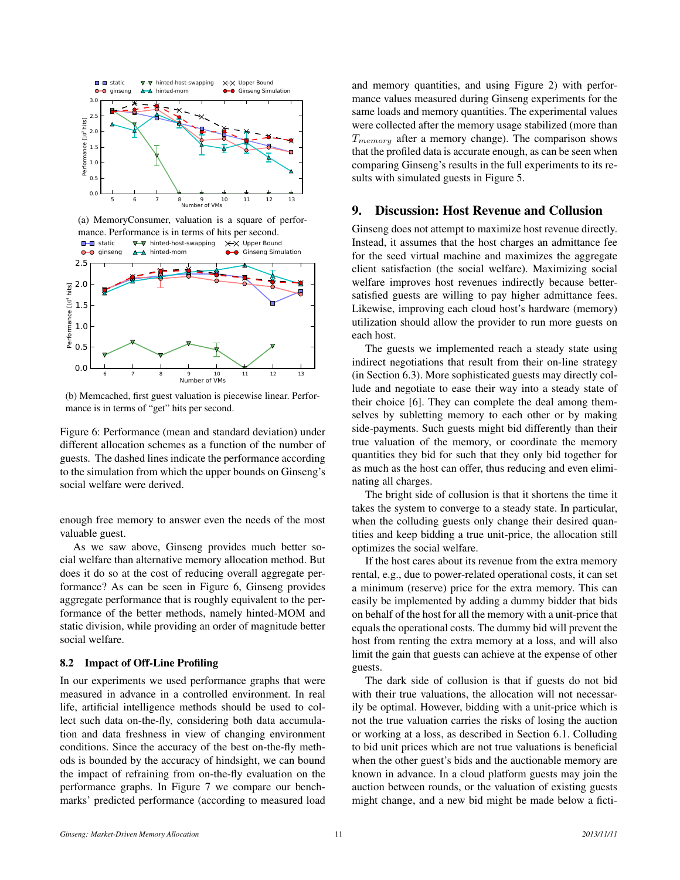(a) MemoryConsumer, valuation is a square of performance. Performance is in terms of hits per second.

(b) Memcached, first guest valuation is piecewise linear. Performance is in terms of "get" hits per second.

Figure 6: Performance (mean and standard deviation) under different allocation schemes as a function of the number of guests. The dashed lines indicate the performance according to the simulation from which the upper bounds on Ginseng's social welfare were derived.

enough free memory to answer even the needs of the most valuable guest.

As we saw above, Ginseng provides much better social welfare than alternative memory allocation method. But does it do so at the cost of reducing overall aggregate performance? As can be seen in Figure 6, Ginseng provides aggregate performance that is roughly equivalent to the performance of the better methods, namely hinted-MOM and static division, while providing an order of magnitude better social welfare.

### 8.2 Impact of Off-Line Profiling

In our experiments we used performance graphs that were measured in advance in a controlled environment. In real life, artificial intelligence methods should be used to collect such data on-the-fly, considering both data accumulation and data freshness in view of changing environment conditions. Since the accuracy of the best on-the-fly methods is bounded by the accuracy of hindsight, we can bound the impact of refraining from on-the-fly evaluation on the performance graphs. In Figure 7 we compare our benchmarks' predicted performance (according to measured load and memory quantities, and using Figure 2) with performance values measured during Ginseng experiments for the same loads and memory quantities. The experimental values were collected after the memory usage stabilized (more than $T_{memory}$ after a memory change). The comparison shows that the profiled data is accurate enough, as can be seen when comparing Ginseng's results in the full experiments to its results with simulated guests in Figure 5.

## 9. Discussion: Host Revenue and Collusion

Ginseng does not attempt to maximize host revenue directly. Instead, it assumes that the host charges an admittance fee for the seed virtual machine and maximizes the aggregate client satisfaction (the social welfare). Maximizing social welfare improves host revenues indirectly because better-satisfied guests are willing to pay higher admittance fees. Likewise, improving each cloud host's hardware (memory) utilization should allow the provider to run more guests on each host.

The guests we implemented reach a steady state using indirect negotiations that result from their on-line strategy (in Section 6.3). More sophisticated guests may directly collude and negotiate to ease their way into a steady state of their choice [6]. They can complete the deal among themselves by subletting memory to each other or by making side-payments. Such guests might bid differently than their true valuation of the memory, or coordinate the memory quantities they bid for such that they only bid together for as much as the host can offer, thus reducing and even eliminating all charges.

The bright side of collusion is that it shortens the time it takes the system to converge to a steady state. In particular, when the colluding guests only change their desired quantities and keep bidding a true unit-price, the allocation still optimizes the social welfare.

If the host cares about its revenue from the extra memory rental, e.g., due to power-related operational costs, it can set a minimum (reserve) price for the extra memory. This can easily be implemented by adding a dummy bidder that bids on behalf of the host for all the memory with a unit-price that equals the operational costs. The dummy bid will prevent the host from renting the extra memory at a loss, and will also limit the gain that guests can achieve at the expense of other guests.

The dark side of collusion is that if guests do not bid with their true valuations, the allocation will not necessarily be optimal. However, bidding with a unit-price which is not the true valuation carries the risks of losing the auction or working at a loss, as described in Section 6.1. Colluding to bid unit prices which are not true valuations is beneficial when the other guest's bids and the auctionable memory are known in advance. In a cloud platform guests may join the auction between rounds, or the valuation of existing guests might change, and a new bid might be made below a ficti-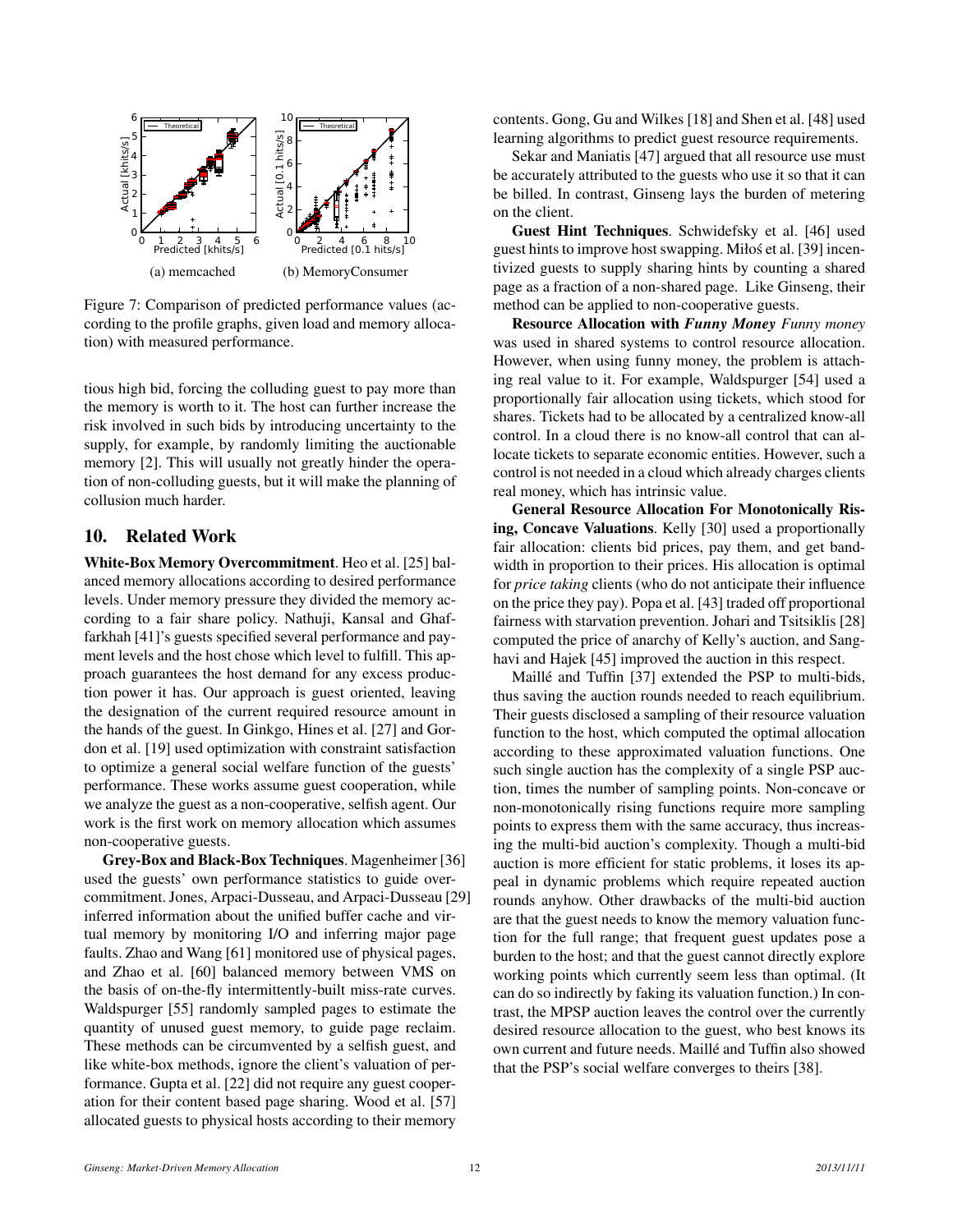Figure 7: Comparison of predicted performance values (according to the profile graphs, given load and memory allocation) with measured performance.

(a) memcached

(b) MemoryConsumer

tious high bid, forcing the colluding guest to pay more than the memory is worth to it. The host can further increase the risk involved in such bids by introducing uncertainty to the supply, for example, by randomly limiting the auctionable memory [2]. This will usually not greatly hinder the operation of non-colluding guests, but it will make the planning of collusion much harder.

## 10. Related Work

**White-Box Memory Overcommitment**. Heo et al. [25] balanced memory allocations according to desired performance levels. Under memory pressure they divided the memory according to a fair share policy. Nathuji, Kansal and Ghaffarkhah [41]'s guests specified several performance and payment levels and the host chose which level to fulfill. This approach guarantees the host demand for any excess production power it has. Our approach is guest oriented, leaving the designation of the current required resource amount in the hands of the guest. In Ginkgo, Hines et al. [27] and Gordon et al. [19] used optimization with constraint satisfaction to optimize a general social welfare function of the guests' performance. These works assume guest cooperation, while we analyze the guest as a non-cooperative, selfish agent. Our work is the first work on memory allocation which assumes non-cooperative guests.

**Grey-Box and Black-Box Techniques**. Magenheimer [36] used the guests' own performance statistics to guide overcommitment. Jones, Arpaci-Dusseau, and Arpaci-Dusseau [29] inferred information about the unified buffer cache and virtual memory by monitoring I/O and inferring major page faults. Zhao and Wang [61] monitored use of physical pages, and Zhao et al. [60] balanced memory between VMS on the basis of on-the-fly intermittently-built miss-rate curves. Waldspurger [55] randomly sampled pages to estimate the quantity of unused guest memory, to guide page reclaim. These methods can be circumvented by a selfish guest, and like white-box methods, ignore the client's valuation of performance. Gupta et al. [22] did not require any guest cooperation for their content based page sharing. Wood et al. [57] allocated guests to physical hosts according to their memory contents. Gong, Gu and Wilkes [18] and Shen et al. [48] used learning algorithms to predict guest resource requirements.

Sekar and Maniatis [47] argued that all resource use must be accurately attributed to the guests who use it so that it can be billed. In contrast, Ginseng lays the burden of metering on the client.

**Guest Hint Techniques**. Schwidefsky et al. [46] used guest hints to improve host swapping. Miłoś et al. [39] incentivized guests to supply sharing hints by counting a shared page as a fraction of a non-shared page. Like Ginseng, their method can be applied to non-cooperative guests.

**Resource Allocation with *Funny Money*** *Funny money* was used in shared systems to control resource allocation. However, when using funny money, the problem is attaching real value to it. For example, Waldspurger [54] used a proportionally fair allocation using tickets, which stood for shares. Tickets had to be allocated by a centralized know-all control. In a cloud there is no know-all control that can allocate tickets to separate economic entities. However, such a control is not needed in a cloud which already charges clients real money, which has intrinsic value.

**General Resource Allocation For Monotonically Rising, Concave Valuations**. Kelly [30] used a proportionally fair allocation: clients bid prices, pay them, and get bandwidth in proportion to their prices. His allocation is optimal for *price taking* clients (who do not anticipate their influence on the price they pay). Popa et al. [43] traded off proportional fairness with starvation prevention. Johari and Tsitsiklis [28] computed the price of anarchy of Kelly's auction, and Sanghavi and Hajek [45] improved the auction in this respect.

Maillé and Tuffin [37] extended the PSP to multi-bids, thus saving the auction rounds needed to reach equilibrium. Their guests disclosed a sampling of their resource valuation function to the host, which computed the optimal allocation according to these approximated valuation functions. One such single auction has the complexity of a single PSP auction, times the number of sampling points. Non-concave or non-monotonically rising functions require more sampling points to express them with the same accuracy, thus increasing the multi-bid auction's complexity. Though a multi-bid auction is more efficient for static problems, it loses its appeal in dynamic problems which require repeated auction rounds anyhow. Other drawbacks of the multi-bid auction are that the guest needs to know the memory valuation function for the full range; that frequent guest updates pose a burden to the host; and that the guest cannot directly explore working points which currently seem less than optimal. (It can do so indirectly by faking its valuation function.) In contrast, the MPSP auction leaves the control over the currently desired resource allocation to the guest, who best knows its own current and future needs. Maillé and Tuffin also showed that the PSP's social welfare converges to theirs [38].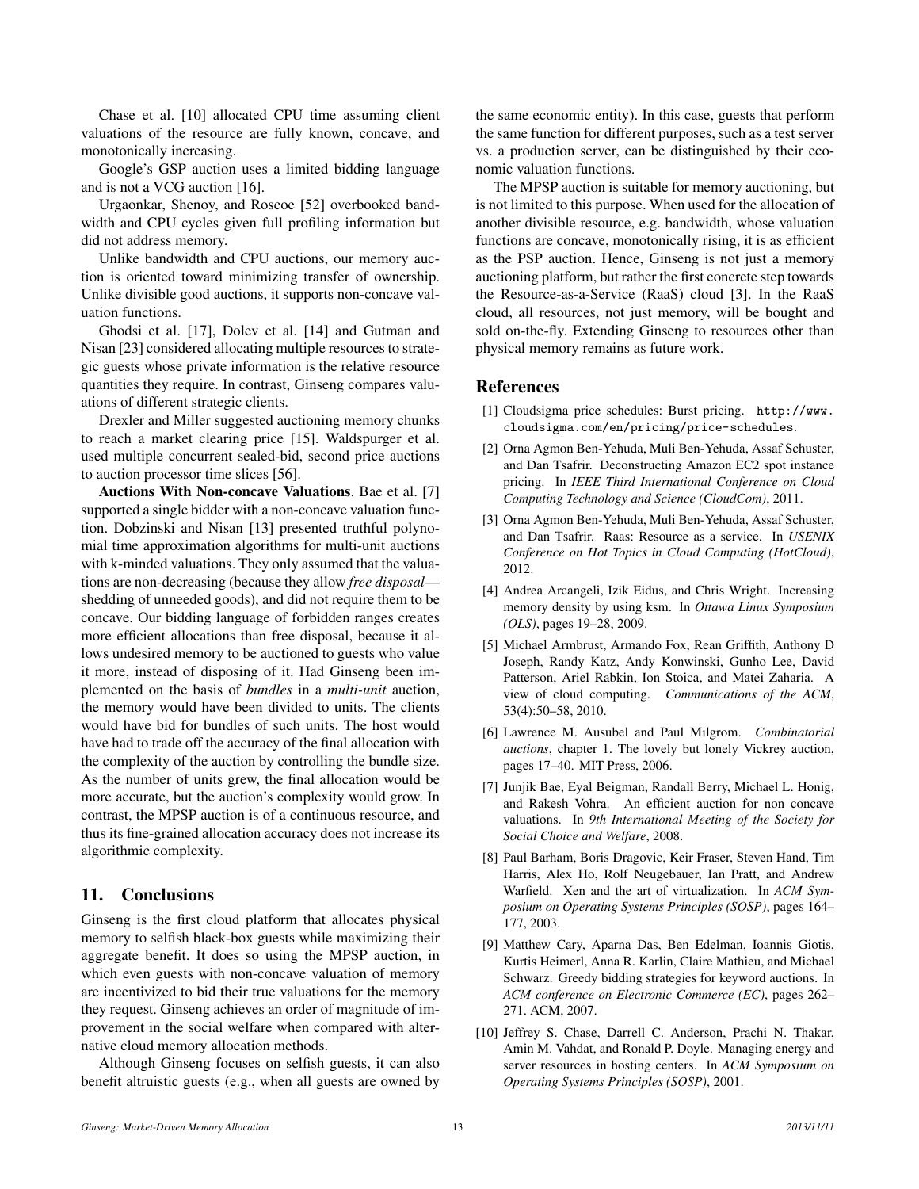Chase et al. [10] allocated CPU time assuming client valuations of the resource are fully known, concave, and monotonically increasing.

Google's GSP auction uses a limited bidding language and is not a VCG auction [16].

Urgaonkar, Shenoy, and Roscoe [52] overbooked bandwidth and CPU cycles given full profiling information but did not address memory.

Unlike bandwidth and CPU auctions, our memory auction is oriented toward minimizing transfer of ownership. Unlike divisible good auctions, it supports non-concave valuation functions.

Ghodsi et al. [17], Dolev et al. [14] and Gutman and Nisan [23] considered allocating multiple resources to strategic guests whose private information is the relative resource quantities they require. In contrast, Ginseng compares valuations of different strategic clients.

Drexler and Miller suggested auctioning memory chunks to reach a market clearing price [15]. Waldspurger et al. used multiple concurrent sealed-bid, second price auctions to auction processor time slices [56].

**Auctions With Non-concave Valuations**. Bae et al. [7] supported a single bidder with a non-concave valuation function. Dobzinski and Nisan [13] presented truthful polynomial time approximation algorithms for multi-unit auctions with k-minded valuations. They only assumed that the valuations are non-decreasing (because they allow *free disposal*—shedding of unneeded goods), and did not require them to be concave. Our bidding language of forbidden ranges creates more efficient allocations than free disposal, because it allows undesired memory to be auctioned to guests who value it more, instead of disposing of it. Had Ginseng been implemented on the basis of *bundles* in a *multi-unit* auction, the memory would have been divided to units. The clients would have bid for bundles of such units. The host would have had to trade off the accuracy of the final allocation with the complexity of the auction by controlling the bundle size. As the number of units grew, the final allocation would be more accurate, but the auction's complexity would grow. In contrast, the MPSP auction is of a continuous resource, and thus its fine-grained allocation accuracy does not increase its algorithmic complexity.

## 11. Conclusions

Ginseng is the first cloud platform that allocates physical memory to selfish black-box guests while maximizing their aggregate benefit. It does so using the MPSP auction, in which even guests with non-concave valuation of memory are incentivized to bid their true valuations for the memory they request. Ginseng achieves an order of magnitude of improvement in the social welfare when compared with alternative cloud memory allocation methods.

Although Ginseng focuses on selfish guests, it can also benefit altruistic guests (e.g., when all guests are owned by the same economic entity). In this case, guests that perform the same function for different purposes, such as a test server vs. a production server, can be distinguished by their economic valuation functions.

The MPSP auction is suitable for memory auctioning, but is not limited to this purpose. When used for the allocation of another divisible resource, e.g. bandwidth, whose valuation functions are concave, monotonically rising, it is as efficient as the PSP auction. Hence, Ginseng is not just a memory auctioning platform, but rather the first concrete step towards the Resource-as-a-Service (RaaS) cloud [3]. In the RaaS cloud, all resources, not just memory, will be bought and sold on-the-fly. Extending Ginseng to resources other than physical memory remains as future work.

## References

[1] Cloudsigma price schedules: Burst pricing. http://www.cloudsigma.com/en/pricing/price-schedules.

[2] Orna Agmon Ben-Yehuda, Muli Ben-Yehuda, Assaf Schuster, and Dan Tsafrir. Deconstructing Amazon EC2 spot instance pricing. In *IEEE Third International Conference on Cloud Computing Technology and Science (CloudCom)*, 2011.

[3] Orna Agmon Ben-Yehuda, Muli Ben-Yehuda, Assaf Schuster, and Dan Tsafrir. Raas: Resource as a service. In *USENIX Conference on Hot Topics in Cloud Computing (HotCloud)*, 2012.

[4] Andrea Arcangeli, Izik Eidus, and Chris Wright. Increasing memory density by using ksm. In *Ottawa Linux Symposium (OLS)*, pages 19–28, 2009.

[5] Michael Armbrust, Armando Fox, Rean Griffith, Anthony D Joseph, Randy Katz, Andy Konwinski, Gunho Lee, David Patterson, Ariel Rabkin, Ion Stoica, and Matei Zaharia. A view of cloud computing. *Communications of the ACM*, 53(4):50–58, 2010.

[6] Lawrence M. Ausubel and Paul Milgrom. *Combinatorial auctions*, chapter 1. The lovely but lonely Vickrey auction, pages 17–40. MIT Press, 2006.

[7] Junjik Bae, Eyal Beigman, Randall Berry, Michael L. Honig, and Rakesh Vohra. An efficient auction for non concave valuations. In *9th International Meeting of the Society for Social Choice and Welfare*, 2008.

[8] Paul Barham, Boris Dragovic, Keir Fraser, Steven Hand, Tim Harris, Alex Ho, Rolf Neugebauer, Ian Pratt, and Andrew Warfield. Xen and the art of virtualization. In *ACM Symposium on Operating Systems Principles (SOSP)*, pages 164–177, 2003.

[9] Matthew Cary, Aparna Das, Ben Edelman, Ioannis Giotis, Kurtis Heimerl, Anna R. Karlin, Claire Mathieu, and Michael Schwarz. Greedy bidding strategies for keyword auctions. In *ACM conference on Electronic Commerce (EC)*, pages 262–271. ACM, 2007.

[10] Jeffrey S. Chase, Darrell C. Anderson, Prachi N. Thakar, Amin M. Vahdat, and Ronald P. Doyle. Managing energy and server resources in hosting centers. In *ACM Symposium on Operating Systems Principles (SOSP)*, 2001.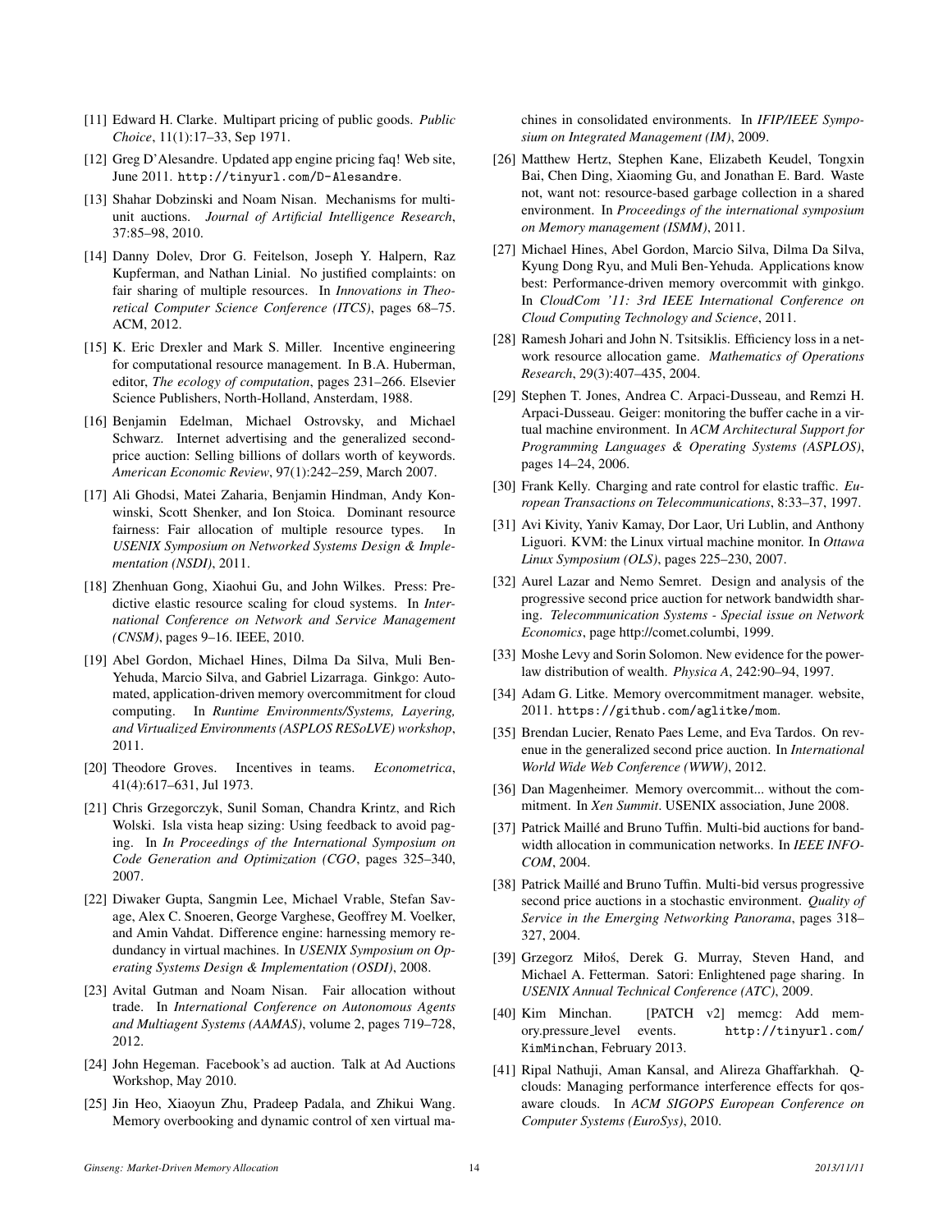[11] Edward H. Clarke. Multipart pricing of public goods. *Public Choice*, 11(1):17–33, Sep 1971.

[12] Greg D'Alesandre. Updated app engine pricing faq! Web site, June 2011. `http://tinyurl.com/D-Alesandre`.

[13] Shahar Dobzinski and Noam Nisan. Mechanisms for multi-unit auctions. *Journal of Artificial Intelligence Research*, 37:85–98, 2010.

[14] Danny Dolev, Dror G. Feitelson, Joseph Y. Halpern, Raz Kupferman, and Nathan Linial. No justified complaints: on fair sharing of multiple resources. In *Innovations in Theoretical Computer Science Conference (ITCS)*, pages 68–75. ACM, 2012.

[15] K. Eric Drexler and Mark S. Miller. Incentive engineering for computational resource management. In B.A. Huberman, editor, *The ecology of computation*, pages 231–266. Elsevier Science Publishers, North-Holland, Ansterdam, 1988.

[16] Benjamin Edelman, Michael Ostrovsky, and Michael Schwarz. Internet advertising and the generalized second-price auction: Selling billions of dollars worth of keywords. *American Economic Review*, 97(1):242–259, March 2007.

[17] Ali Ghodsi, Matei Zaharia, Benjamin Hindman, Andy Konwinski, Scott Shenker, and Ion Stoica. Dominant resource fairness: Fair allocation of multiple resource types. In *USENIX Symposium on Networked Systems Design & Implementation (NSDI)*, 2011.

[18] Zhenhuan Gong, Xiaohui Gu, and John Wilkes. Press: Predictive elastic resource scaling for cloud systems. In *International Conference on Network and Service Management (CNSM)*, pages 9–16. IEEE, 2010.

[19] Abel Gordon, Michael Hines, Dilma Da Silva, Muli Ben-Yehuda, Marcio Silva, and Gabriel Lizarraga. Ginkgo: Automated, application-driven memory overcommitment for cloud computing. In *Runtime Environments/Systems, Layering, and Virtualized Environments (ASPLOS RESoLVE) workshop*, 2011.

[20] Theodore Groves. Incentives in teams. *Econometrica*, 41(4):617–631, Jul 1973.

[21] Chris Grzegorczyk, Sunil Soman, Chandra Krintz, and Rich Wolski. Isla vista heap sizing: Using feedback to avoid paging. In *In Proceedings of the International Symposium on Code Generation and Optimization (CGO*, pages 325–340, 2007.

[22] Diwaker Gupta, Sangmin Lee, Michael Vrable, Stefan Savage, Alex C. Snoeren, George Varghese, Geoffrey M. Voelker, and Amin Vahdat. Difference engine: harnessing memory redundancy in virtual machines. In *USENIX Symposium on Operating Systems Design & Implementation (OSDI)*, 2008.

[23] Avital Gutman and Noam Nisan. Fair allocation without trade. In *International Conference on Autonomous Agents and Multiagent Systems (AAMAS)*, volume 2, pages 719–728, 2012.

[24] John Hegeman. Facebook's ad auction. Talk at Ad Auctions Workshop, May 2010.

[25] Jin Heo, Xiaoyun Zhu, Pradeep Padala, and Zhikui Wang. Memory overbooking and dynamic control of xen virtual machines in consolidated environments. In *IFIP/IEEE Symposium on Integrated Management (IM)*, 2009.

[26] Matthew Hertz, Stephen Kane, Elizabeth Keudel, Tongxin Bai, Chen Ding, Xiaoming Gu, and Jonathan E. Bard. Waste not, want not: resource-based garbage collection in a shared environment. In *Proceedings of the international symposium on Memory management (ISMM)*, 2011.

[27] Michael Hines, Abel Gordon, Marcio Silva, Dilma Da Silva, Kyung Dong Ryu, and Muli Ben-Yehuda. Applications know best: Performance-driven memory overcommit with ginkgo. In *CloudCom '11: 3rd IEEE International Conference on Cloud Computing Technology and Science*, 2011.

[28] Ramesh Johari and John N. Tsitsiklis. Efficiency loss in a network resource allocation game. *Mathematics of Operations Research*, 29(3):407–435, 2004.

[29] Stephen T. Jones, Andrea C. Arpaci-Dusseau, and Remzi H. Arpaci-Dusseau. Geiger: monitoring the buffer cache in a virtual machine environment. In *ACM Architectural Support for Programming Languages & Operating Systems (ASPLOS)*, pages 14–24, 2006.

[30] Frank Kelly. Charging and rate control for elastic traffic. *European Transactions on Telecommunications*, 8:33–37, 1997.

[31] Avi Kivity, Yaniv Kamay, Dor Laor, Uri Lublin, and Anthony Liguori. KVM: the Linux virtual machine monitor. In *Ottawa Linux Symposium (OLS)*, pages 225–230, 2007.

[32] Aurel Lazar and Nemo Semret. Design and analysis of the progressive second price auction for network bandwidth sharing. *Telecommunication Systems - Special issue on Network Economics*, page http://comet.columbi, 1999.

[33] Moshe Levy and Sorin Solomon. New evidence for the power-law distribution of wealth. *Physica A*, 242:90–94, 1997.

[34] Adam G. Litke. Memory overcommitment manager. website, 2011. `https://github.com/aglitke/mom`.

[35] Brendan Lucier, Renato Paes Leme, and Eva Tardos. On revenue in the generalized second price auction. In *International World Wide Web Conference (WWW)*, 2012.

[36] Dan Magenheimer. Memory overcommit... without the commitment. In *Xen Summit*. USENIX association, June 2008.

[37] Patrick Maillé and Bruno Tuffin. Multi-bid auctions for bandwidth allocation in communication networks. In *IEEE INFOCOM*, 2004.

[38] Patrick Maillé and Bruno Tuffin. Multi-bid versus progressive second price auctions in a stochastic environment. *Quality of Service in the Emerging Networking Panorama*, pages 318–327, 2004.

[39] Grzegorz Miłoś, Derek G. Murray, Steven Hand, and Michael A. Fetterman. Satori: Enlightened page sharing. In *USENIX Annual Technical Conference (ATC)*, 2009.

[40] Kim Minchan. [PATCH v2] memcg: Add memory.pressure_level events. `http://tinyurl.com/KimMinchan`, February 2013.

[41] Ripal Nathuji, Aman Kansal, and Alireza Ghaffarkhah. Q-clouds: Managing performance interference effects for qos-aware clouds. In *ACM SIGOPS European Conference on Computer Systems (EuroSys)*, 2010.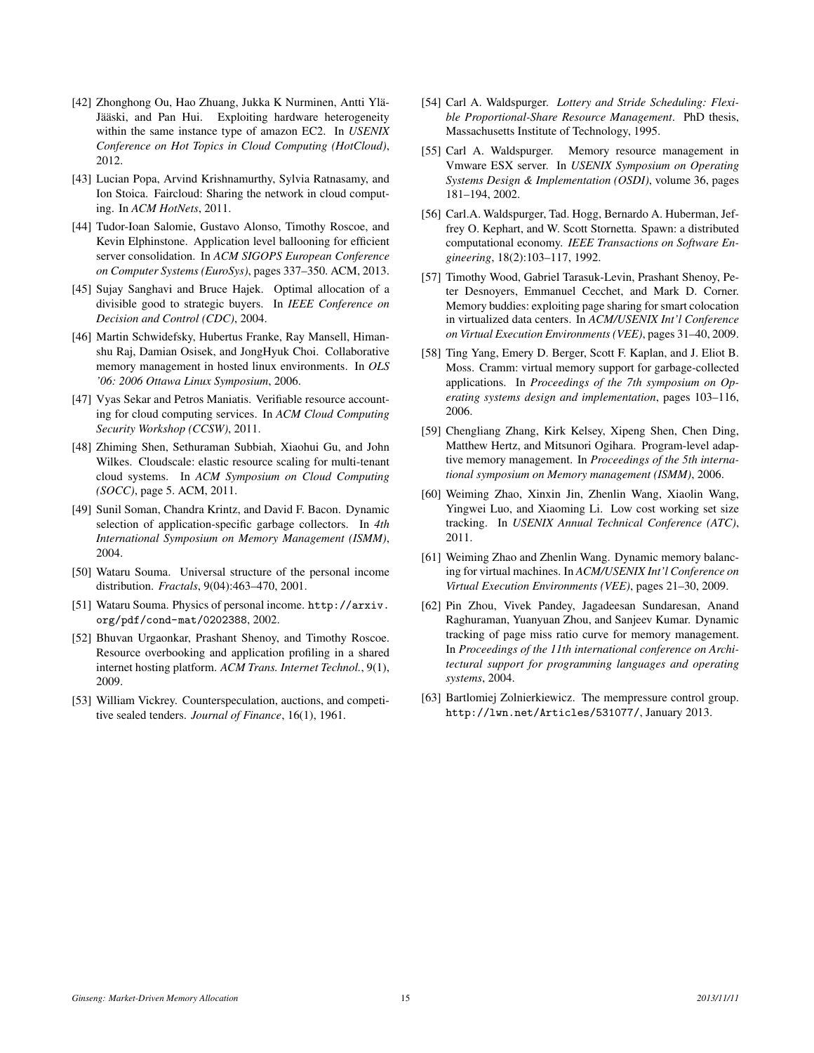[42] Zhonghong Ou, Hao Zhuang, Jukka K Nurminen, Antti Ylä-Jääski, and Pan Hui. Exploiting hardware heterogeneity within the same instance type of amazon EC2. In *USENIX Conference on Hot Topics in Cloud Computing (HotCloud)*, 2012.

[43] Lucian Popa, Arvind Krishnamurthy, Sylvia Ratnasamy, and Ion Stoica. Faircloud: Sharing the network in cloud computing. In *ACM HotNets*, 2011.

[44] Tudor-Ioan Salomie, Gustavo Alonso, Timothy Roscoe, and Kevin Elphinstone. Application level ballooning for efficient server consolidation. In *ACM SIGOPS European Conference on Computer Systems (EuroSys)*, pages 337–350. ACM, 2013.

[45] Sujay Sanghavi and Bruce Hajek. Optimal allocation of a divisible good to strategic buyers. In *IEEE Conference on Decision and Control (CDC)*, 2004.

[46] Martin Schwidefsky, Hubertus Franke, Ray Mansell, Himanshu Raj, Damian Osisek, and JongHyuk Choi. Collaborative memory management in hosted linux environments. In *OLS '06: 2006 Ottawa Linux Symposium*, 2006.

[47] Vyas Sekar and Petros Maniatis. Verifiable resource accounting for cloud computing services. In *ACM Cloud Computing Security Workshop (CCSW)*, 2011.

[48] Zhiming Shen, Sethuraman Subbiah, Xiaohui Gu, and John Wilkes. Cloudscale: elastic resource scaling for multi-tenant cloud systems. In *ACM Symposium on Cloud Computing (SOCC)*, page 5. ACM, 2011.

[49] Sunil Soman, Chandra Krintz, and David F. Bacon. Dynamic selection of application-specific garbage collectors. In *4th International Symposium on Memory Management (ISMM)*, 2004.

[50] Wataru Souma. Universal structure of the personal income distribution. *Fractals*, 9(04):463–470, 2001.

[51] Wataru Souma. Physics of personal income. `http://arxiv.org/pdf/cond-mat/0202388`, 2002.

[52] Bhuvan Urgaonkar, Prashant Shenoy, and Timothy Roscoe. Resource overbooking and application profiling in a shared internet hosting platform. *ACM Trans. Internet Technol.*, 9(1), 2009.

[53] William Vickrey. Counterspeculation, auctions, and competitive sealed tenders. *Journal of Finance*, 16(1), 1961.

[54] Carl A. Waldspurger. *Lottery and Stride Scheduling: Flexible Proportional-Share Resource Management*. PhD thesis, Massachusetts Institute of Technology, 1995.

[55] Carl A. Waldspurger. Memory resource management in Vmware ESX server. In *USENIX Symposium on Operating Systems Design & Implementation (OSDI)*, volume 36, pages 181–194, 2002.

[56] Carl.A. Waldspurger, Tad. Hogg, Bernardo A. Huberman, Jeffrey O. Kephart, and W. Scott Stornetta. Spawn: a distributed computational economy. *IEEE Transactions on Software Engineering*, 18(2):103–117, 1992.

[57] Timothy Wood, Gabriel Tarasuk-Levin, Prashant Shenoy, Peter Desnoyers, Emmanuel Cecchet, and Mark D. Corner. Memory buddies: exploiting page sharing for smart colocation in virtualized data centers. In *ACM/USENIX Int'l Conference on Virtual Execution Environments (VEE)*, pages 31–40, 2009.

[58] Ting Yang, Emery D. Berger, Scott F. Kaplan, and J. Eliot B. Moss. Cramm: virtual memory support for garbage-collected applications. In *Proceedings of the 7th symposium on Operating systems design and implementation*, pages 103–116, 2006.

[59] Chengliang Zhang, Kirk Kelsey, Xipeng Shen, Chen Ding, Matthew Hertz, and Mitsunori Ogihara. Program-level adaptive memory management. In *Proceedings of the 5th international symposium on Memory management (ISMM)*, 2006.

[60] Weiming Zhao, Xinxin Jin, Zhenlin Wang, Xiaolin Wang, Yingwei Luo, and Xiaoming Li. Low cost working set size tracking. In *USENIX Annual Technical Conference (ATC)*, 2011.

[61] Weiming Zhao and Zhenlin Wang. Dynamic memory balancing for virtual machines. In *ACM/USENIX Int'l Conference on Virtual Execution Environments (VEE)*, pages 21–30, 2009.

[62] Pin Zhou, Vivek Pandey, Jagadeesan Sundaresan, Anand Raghuraman, Yuanyuan Zhou, and Sanjeev Kumar. Dynamic tracking of page miss ratio curve for memory management. In *Proceedings of the 11th international conference on Architectural support for programming languages and operating systems*, 2004.

[63] Bartlomiej Zolnierkiewicz. The mempressure control group. `http://lwn.net/Articles/531077/`, January 2013.